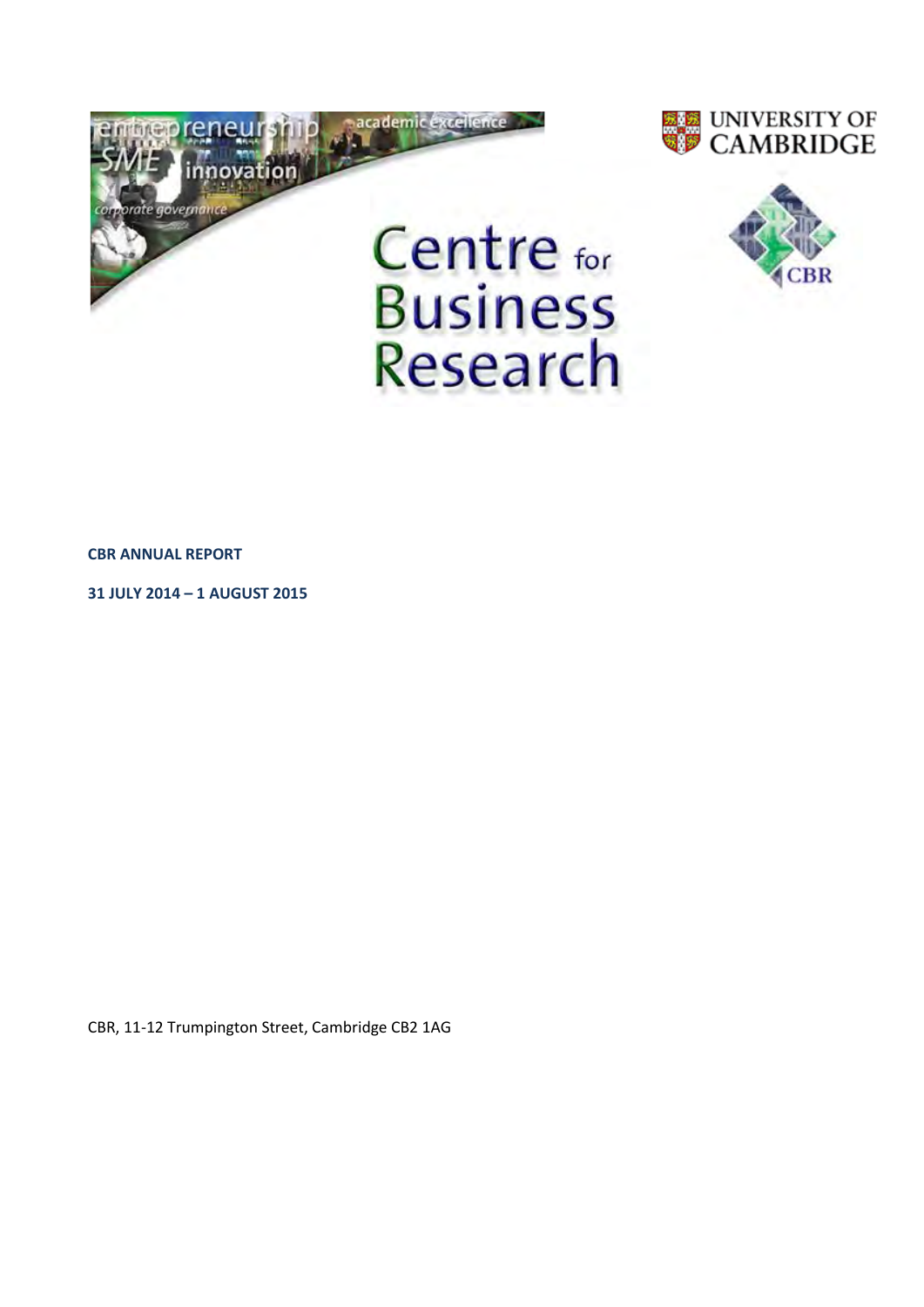# Centre for Business Research

UNIVERSITY OF CAMBRIDGE

**CBR ANNUAL REPORT**

**31 JULY 2014 – 1 AUGUST 2015**

CBR, 11-12 Trumpington Street, Cambridge CB2 1AG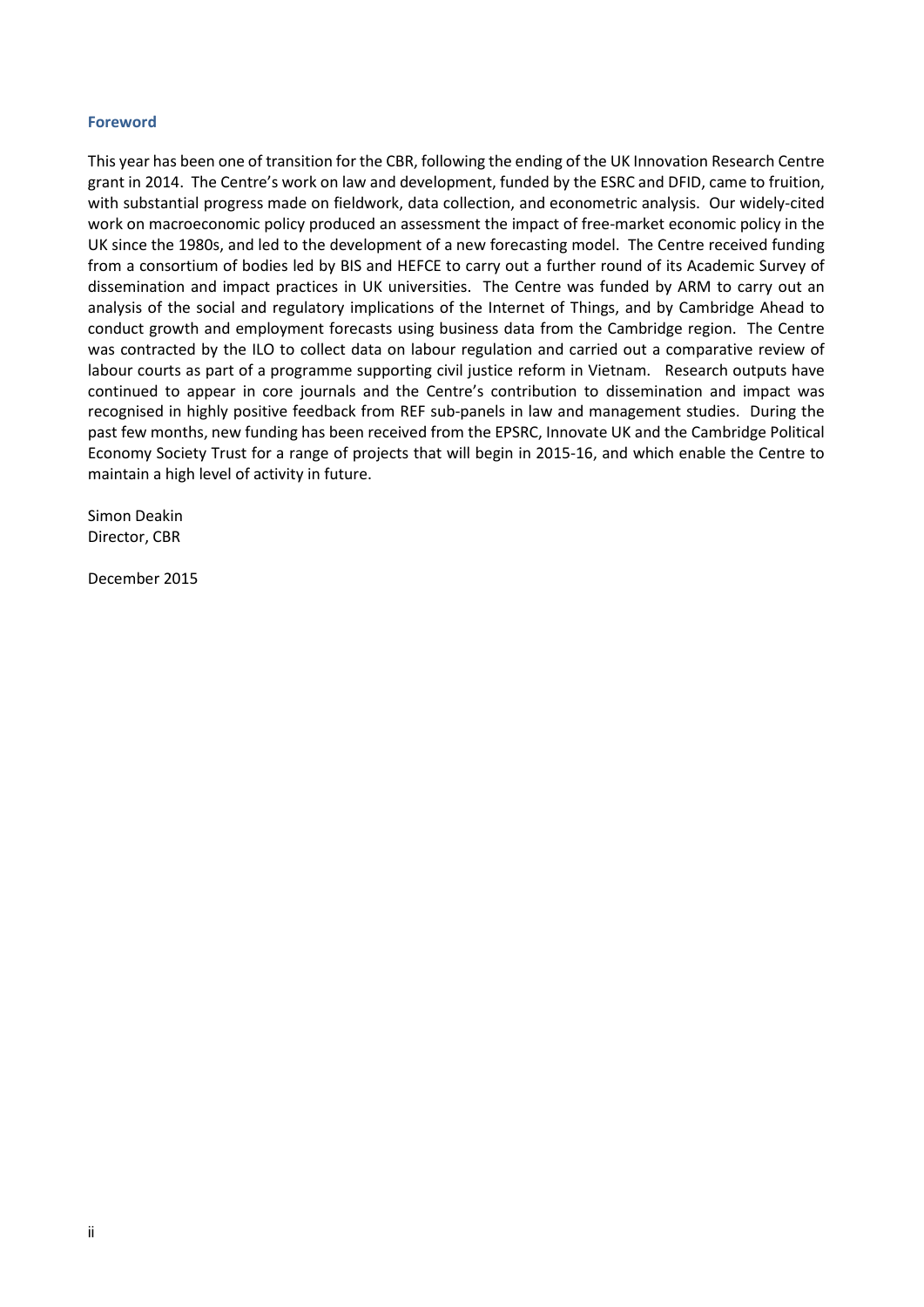## Foreword

This year has been one of transition for the CBR, following the ending of the UK Innovation Research Centre grant in 2014. The Centre's work on law and development, funded by the ESRC and DFID, came to fruition, with substantial progress made on fieldwork, data collection, and econometric analysis. Our widely-cited work on macroeconomic policy produced an assessment the impact of free-market economic policy in the UK since the 1980s, and led to the development of a new forecasting model. The Centre received funding from a consortium of bodies led by BIS and HEFCE to carry out a further round of its Academic Survey of dissemination and impact practices in UK universities. The Centre was funded by ARM to carry out an analysis of the social and regulatory implications of the Internet of Things, and by Cambridge Ahead to conduct growth and employment forecasts using business data from the Cambridge region. The Centre was contracted by the ILO to collect data on labour regulation and carried out a comparative review of labour courts as part of a programme supporting civil justice reform in Vietnam. Research outputs have continued to appear in core journals and the Centre's contribution to dissemination and impact was recognised in highly positive feedback from REF sub-panels in law and management studies. During the past few months, new funding has been received from the EPSRC, Innovate UK and the Cambridge Political Economy Society Trust for a range of projects that will begin in 2015-16, and which enable the Centre to maintain a high level of activity in future.

Simon Deakin
Director, CBR

December 2015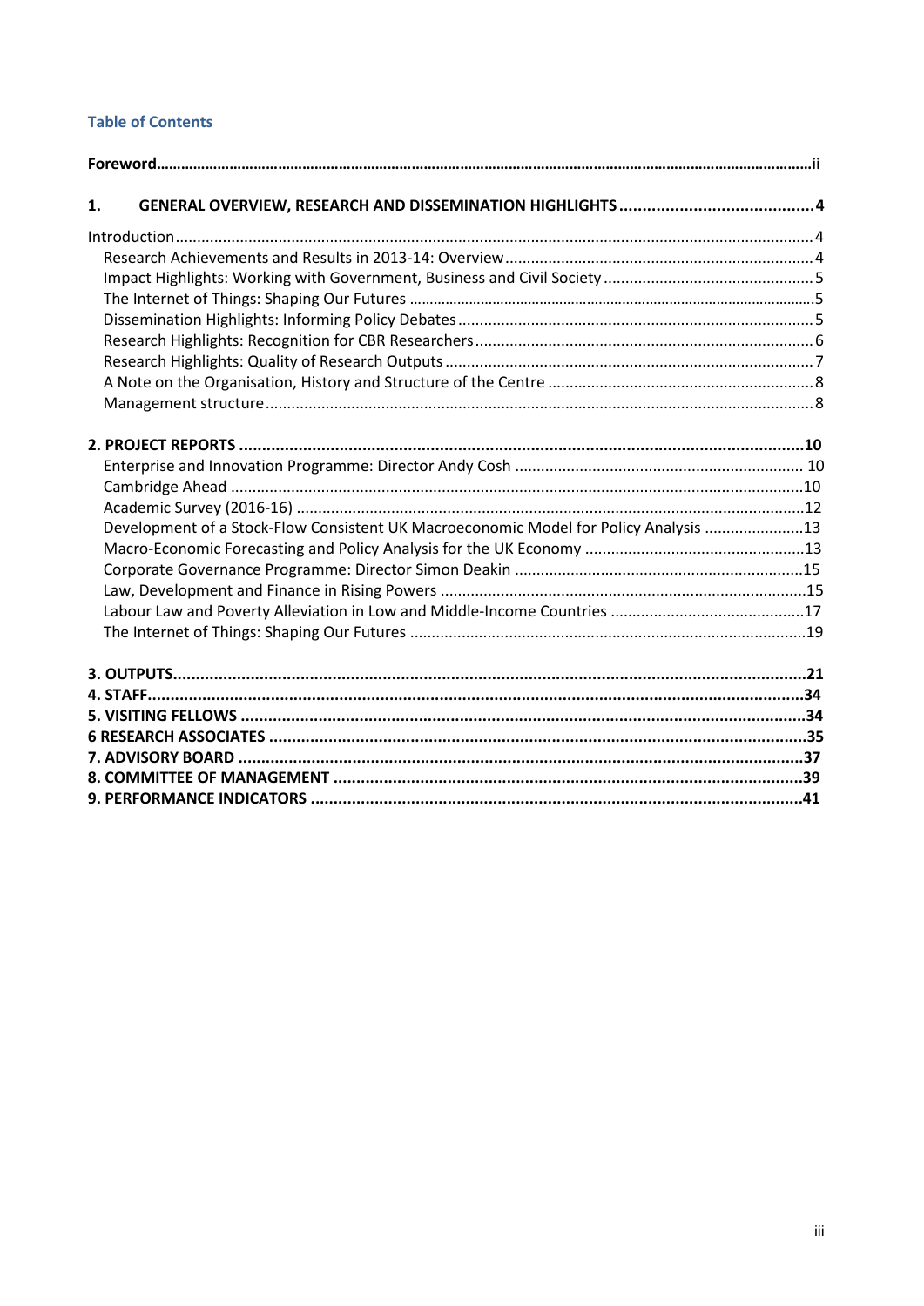### Table of Contents

**Foreword** ............ **ii**

**1. GENERAL OVERVIEW, RESEARCH AND DISSEMINATION HIGHLIGHTS** ............ **4**

Introduction ............ 4
- Research Achievements and Results in 2013-14: Overview ............ 4
- Impact Highlights: Working with Government, Business and Civil Society ............ 5
- The Internet of Things: Shaping Our Futures ............ 5
- Dissemination Highlights: Informing Policy Debates ............ 5
- Research Highlights: Recognition for CBR Researchers ............ 6
- Research Highlights: Quality of Research Outputs ............ 7
- A Note on the Organisation, History and Structure of the Centre ............ 8
- Management structure ............ 8

**2. PROJECT REPORTS** ............ **10**
- Enterprise and Innovation Programme: Director Andy Cosh ............ 10
- Cambridge Ahead ............ 10
- Academic Survey (2016-16) ............ 12
- Development of a Stock-Flow Consistent UK Macroeconomic Model for Policy Analysis ............ 13
- Macro-Economic Forecasting and Policy Analysis for the UK Economy ............ 13
- Corporate Governance Programme: Director Simon Deakin ............ 15
- Law, Development and Finance in Rising Powers ............ 15
- Labour Law and Poverty Alleviation in Low and Middle-Income Countries ............ 17
- The Internet of Things: Shaping Our Futures ............ 19

**3. OUTPUTS** ............ **21**

**4. STAFF** ............ **34**

**5. VISITING FELLOWS** ............ **34**

**6 RESEARCH ASSOCIATES** ............ **35**

**7. ADVISORY BOARD** ............ **37**

**8. COMMITTEE OF MANAGEMENT** ............ **39**

**9. PERFORMANCE INDICATORS** ............ **41**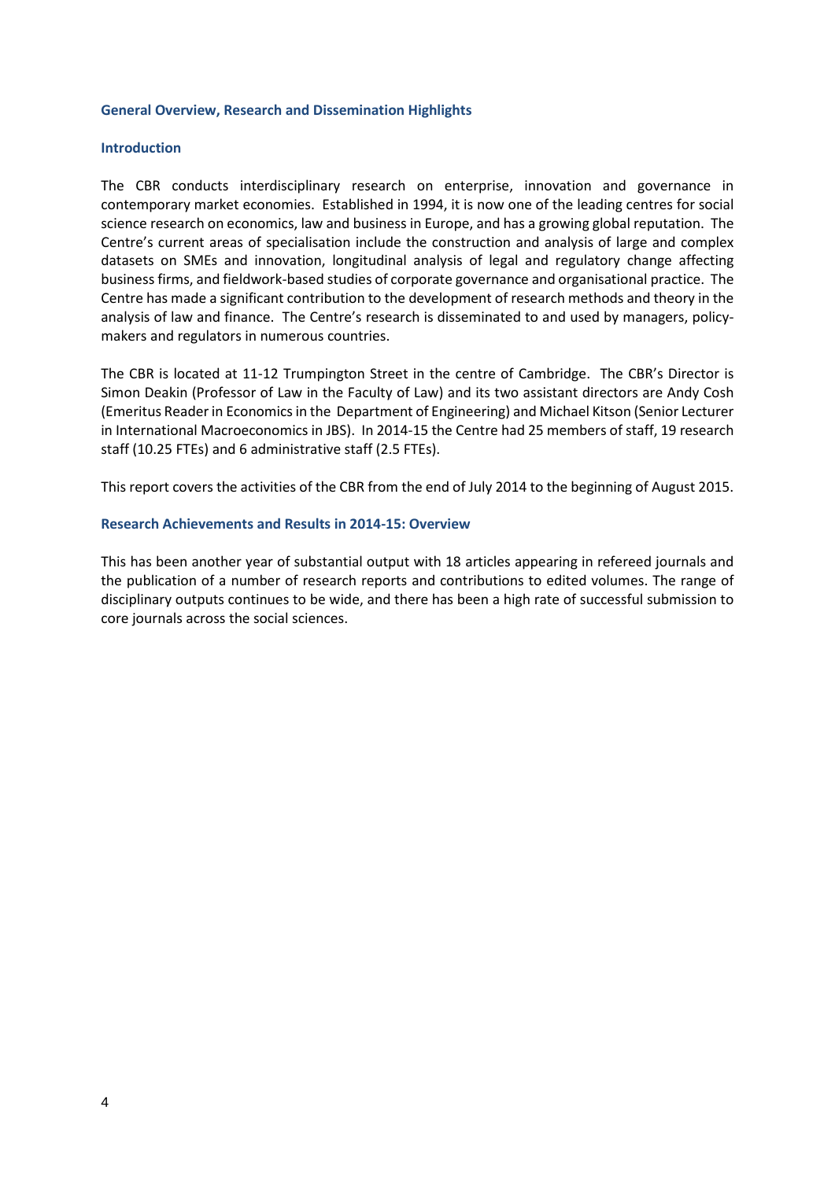## General Overview, Research and Dissemination Highlights

### Introduction

The CBR conducts interdisciplinary research on enterprise, innovation and governance in contemporary market economies. Established in 1994, it is now one of the leading centres for social science research on economics, law and business in Europe, and has a growing global reputation. The Centre's current areas of specialisation include the construction and analysis of large and complex datasets on SMEs and innovation, longitudinal analysis of legal and regulatory change affecting business firms, and fieldwork-based studies of corporate governance and organisational practice. The Centre has made a significant contribution to the development of research methods and theory in the analysis of law and finance. The Centre's research is disseminated to and used by managers, policy-makers and regulators in numerous countries.

The CBR is located at 11-12 Trumpington Street in the centre of Cambridge. The CBR's Director is Simon Deakin (Professor of Law in the Faculty of Law) and its two assistant directors are Andy Cosh (Emeritus Reader in Economics in the Department of Engineering) and Michael Kitson (Senior Lecturer in International Macroeconomics in JBS). In 2014-15 the Centre had 25 members of staff, 19 research staff (10.25 FTEs) and 6 administrative staff (2.5 FTEs).

This report covers the activities of the CBR from the end of July 2014 to the beginning of August 2015.

### Research Achievements and Results in 2014-15: Overview

This has been another year of substantial output with 18 articles appearing in refereed journals and the publication of a number of research reports and contributions to edited volumes. The range of disciplinary outputs continues to be wide, and there has been a high rate of successful submission to core journals across the social sciences.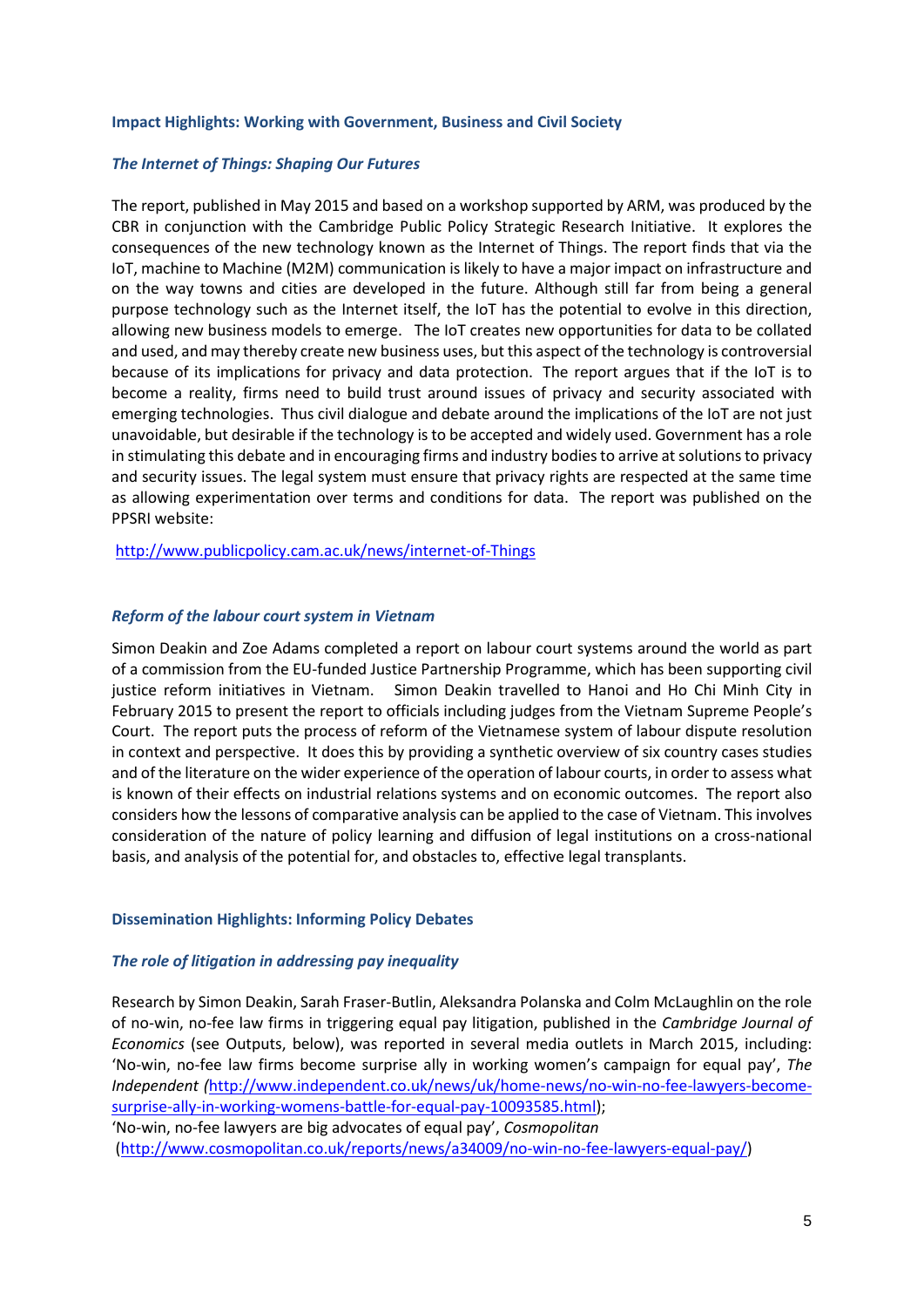## Impact Highlights: Working with Government, Business and Civil Society

### *The Internet of Things: Shaping Our Futures*

The report, published in May 2015 and based on a workshop supported by ARM, was produced by the CBR in conjunction with the Cambridge Public Policy Strategic Research Initiative. It explores the consequences of the new technology known as the Internet of Things. The report finds that via the IoT, machine to Machine (M2M) communication is likely to have a major impact on infrastructure and on the way towns and cities are developed in the future. Although still far from being a general purpose technology such as the Internet itself, the IoT has the potential to evolve in this direction, allowing new business models to emerge. The IoT creates new opportunities for data to be collated and used, and may thereby create new business uses, but this aspect of the technology is controversial because of its implications for privacy and data protection. The report argues that if the IoT is to become a reality, firms need to build trust around issues of privacy and security associated with emerging technologies. Thus civil dialogue and debate around the implications of the IoT are not just unavoidable, but desirable if the technology is to be accepted and widely used. Government has a role in stimulating this debate and in encouraging firms and industry bodies to arrive at solutions to privacy and security issues. The legal system must ensure that privacy rights are respected at the same time as allowing experimentation over terms and conditions for data. The report was published on the PPSRI website:

http://www.publicpolicy.cam.ac.uk/news/internet-of-Things

### *Reform of the labour court system in Vietnam*

Simon Deakin and Zoe Adams completed a report on labour court systems around the world as part of a commission from the EU-funded Justice Partnership Programme, which has been supporting civil justice reform initiatives in Vietnam. Simon Deakin travelled to Hanoi and Ho Chi Minh City in February 2015 to present the report to officials including judges from the Vietnam Supreme People's Court. The report puts the process of reform of the Vietnamese system of labour dispute resolution in context and perspective. It does this by providing a synthetic overview of six country cases studies and of the literature on the wider experience of the operation of labour courts, in order to assess what is known of their effects on industrial relations systems and on economic outcomes. The report also considers how the lessons of comparative analysis can be applied to the case of Vietnam. This involves consideration of the nature of policy learning and diffusion of legal institutions on a cross-national basis, and analysis of the potential for, and obstacles to, effective legal transplants.

## Dissemination Highlights: Informing Policy Debates

### *The role of litigation in addressing pay inequality*

Research by Simon Deakin, Sarah Fraser-Butlin, Aleksandra Polanska and Colm McLaughlin on the role of no-win, no-fee law firms in triggering equal pay litigation, published in the *Cambridge Journal of Economics* (see Outputs, below), was reported in several media outlets in March 2015, including: 'No-win, no-fee law firms become surprise ally in working women's campaign for equal pay', *The Independent (*http://www.independent.co.uk/news/uk/home-news/no-win-no-fee-lawyers-become-surprise-ally-in-working-womens-battle-for-equal-pay-10093585.html);
'No-win, no-fee lawyers are big advocates of equal pay', *Cosmopolitan*
(http://www.cosmopolitan.co.uk/reports/news/a34009/no-win-no-fee-lawyers-equal-pay/)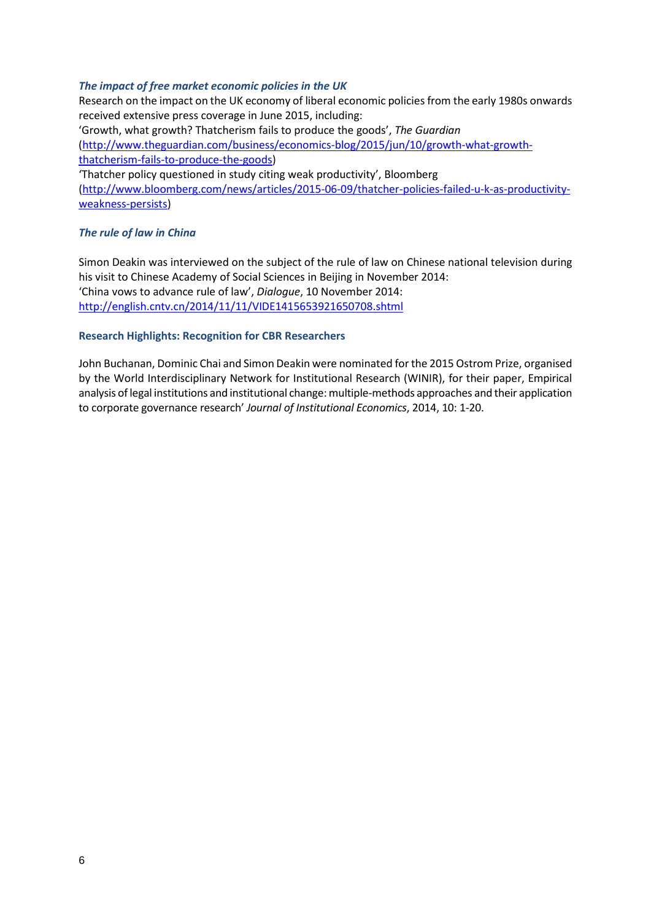### *The impact of free market economic policies in the UK*

Research on the impact on the UK economy of liberal economic policies from the early 1980s onwards received extensive press coverage in June 2015, including:

'Growth, what growth? Thatcherism fails to produce the goods', *The Guardian* (http://www.theguardian.com/business/economics-blog/2015/jun/10/growth-what-growth-thatcherism-fails-to-produce-the-goods)

'Thatcher policy questioned in study citing weak productivity', Bloomberg (http://www.bloomberg.com/news/articles/2015-06-09/thatcher-policies-failed-u-k-as-productivity-weakness-persists)

### *The rule of law in China*

Simon Deakin was interviewed on the subject of the rule of law on Chinese national television during his visit to Chinese Academy of Social Sciences in Beijing in November 2014:
'China vows to advance rule of law', *Dialogue*, 10 November 2014:
http://english.cntv.cn/2014/11/11/VIDE1415653921650708.shtml

### Research Highlights: Recognition for CBR Researchers

John Buchanan, Dominic Chai and Simon Deakin were nominated for the 2015 Ostrom Prize, organised by the World Interdisciplinary Network for Institutional Research (WINIR), for their paper, Empirical analysis of legal institutions and institutional change: multiple-methods approaches and their application to corporate governance research' *Journal of Institutional Economics*, 2014, 10: 1-20.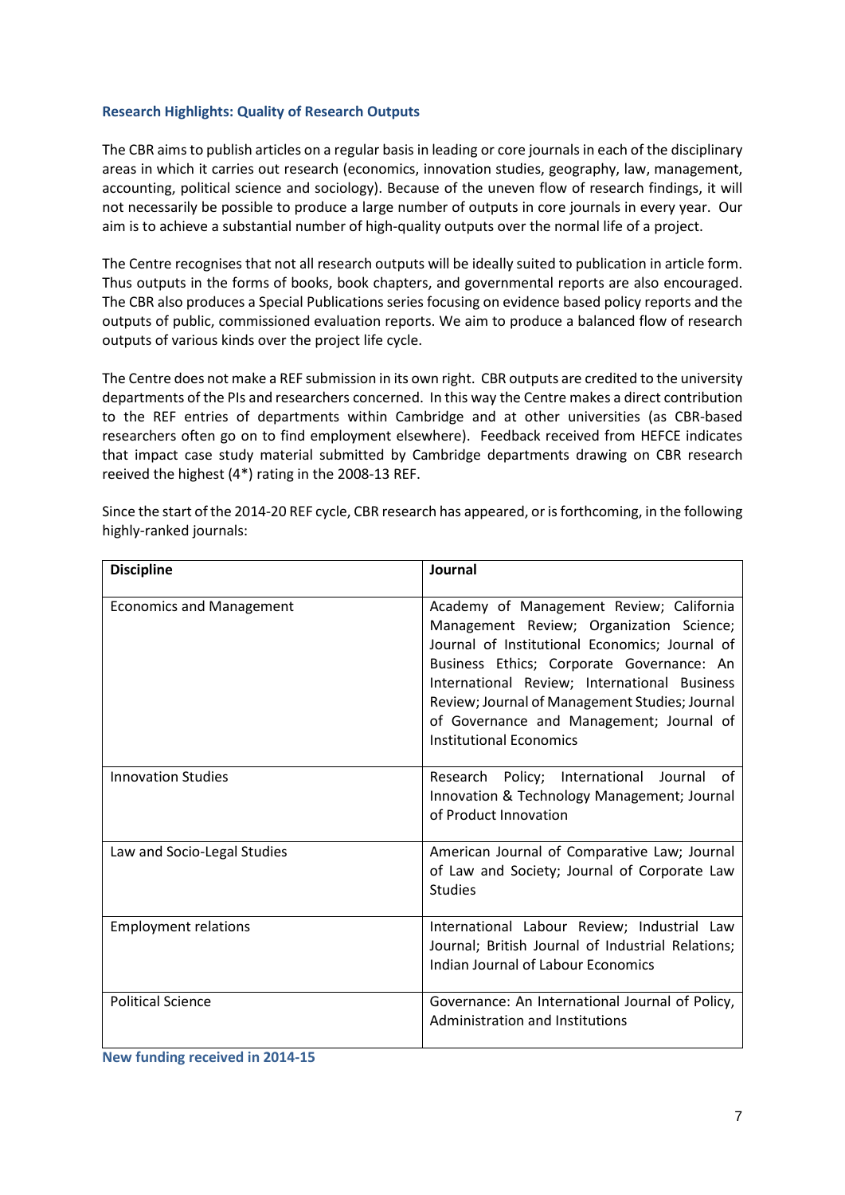### Research Highlights: Quality of Research Outputs

The CBR aims to publish articles on a regular basis in leading or core journals in each of the disciplinary areas in which it carries out research (economics, innovation studies, geography, law, management, accounting, political science and sociology). Because of the uneven flow of research findings, it will not necessarily be possible to produce a large number of outputs in core journals in every year. Our aim is to achieve a substantial number of high-quality outputs over the normal life of a project.

The Centre recognises that not all research outputs will be ideally suited to publication in article form. Thus outputs in the forms of books, book chapters, and governmental reports are also encouraged. The CBR also produces a Special Publications series focusing on evidence based policy reports and the outputs of public, commissioned evaluation reports. We aim to produce a balanced flow of research outputs of various kinds over the project life cycle.

The Centre does not make a REF submission in its own right. CBR outputs are credited to the university departments of the PIs and researchers concerned. In this way the Centre makes a direct contribution to the REF entries of departments within Cambridge and at other universities (as CBR-based researchers often go on to find employment elsewhere). Feedback received from HEFCE indicates that impact case study material submitted by Cambridge departments drawing on CBR research reeived the highest (4*) rating in the 2008-13 REF.

Since the start of the 2014-20 REF cycle, CBR research has appeared, or is forthcoming, in the following highly-ranked journals:

| Discipline | Journal |
|---|---|
| Economics and Management | Academy of Management Review; California Management Review; Organization Science; Journal of Institutional Economics; Journal of Business Ethics; Corporate Governance: An International Review; International Business Review; Journal of Management Studies; Journal of Governance and Management; Journal of Institutional Economics |
| Innovation Studies | Research Policy; International Journal of Innovation & Technology Management; Journal of Product Innovation |
| Law and Socio-Legal Studies | American Journal of Comparative Law; Journal of Law and Society; Journal of Corporate Law Studies |
| Employment relations | International Labour Review; Industrial Law Journal; British Journal of Industrial Relations; Indian Journal of Labour Economics |
| Political Science | Governance: An International Journal of Policy, Administration and Institutions |

### New funding received in 2014-15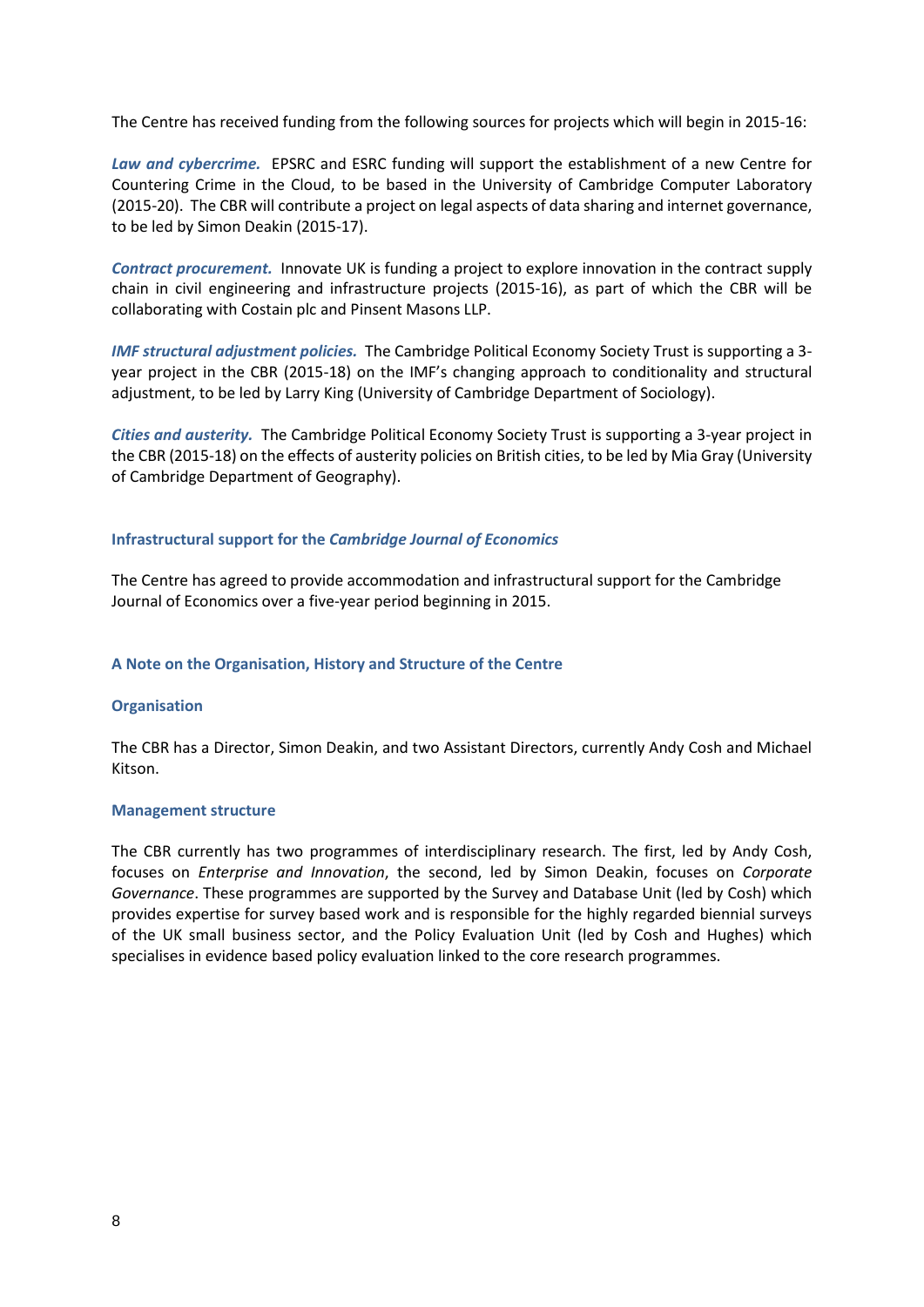The Centre has received funding from the following sources for projects which will begin in 2015-16:

***Law and cybercrime.*** EPSRC and ESRC funding will support the establishment of a new Centre for Countering Crime in the Cloud, to be based in the University of Cambridge Computer Laboratory (2015-20). The CBR will contribute a project on legal aspects of data sharing and internet governance, to be led by Simon Deakin (2015-17).

***Contract procurement.*** Innovate UK is funding a project to explore innovation in the contract supply chain in civil engineering and infrastructure projects (2015-16), as part of which the CBR will be collaborating with Costain plc and Pinsent Masons LLP.

***IMF structural adjustment policies.*** The Cambridge Political Economy Society Trust is supporting a 3-year project in the CBR (2015-18) on the IMF's changing approach to conditionality and structural adjustment, to be led by Larry King (University of Cambridge Department of Sociology).

***Cities and austerity.*** The Cambridge Political Economy Society Trust is supporting a 3-year project in the CBR (2015-18) on the effects of austerity policies on British cities, to be led by Mia Gray (University of Cambridge Department of Geography).

### Infrastructural support for the *Cambridge Journal of Economics*

The Centre has agreed to provide accommodation and infrastructural support for the Cambridge Journal of Economics over a five-year period beginning in 2015.

## A Note on the Organisation, History and Structure of the Centre

### Organisation

The CBR has a Director, Simon Deakin, and two Assistant Directors, currently Andy Cosh and Michael Kitson.

### Management structure

The CBR currently has two programmes of interdisciplinary research. The first, led by Andy Cosh, focuses on *Enterprise and Innovation*, the second, led by Simon Deakin, focuses on *Corporate Governance*. These programmes are supported by the Survey and Database Unit (led by Cosh) which provides expertise for survey based work and is responsible for the highly regarded biennial surveys of the UK small business sector, and the Policy Evaluation Unit (led by Cosh and Hughes) which specialises in evidence based policy evaluation linked to the core research programmes.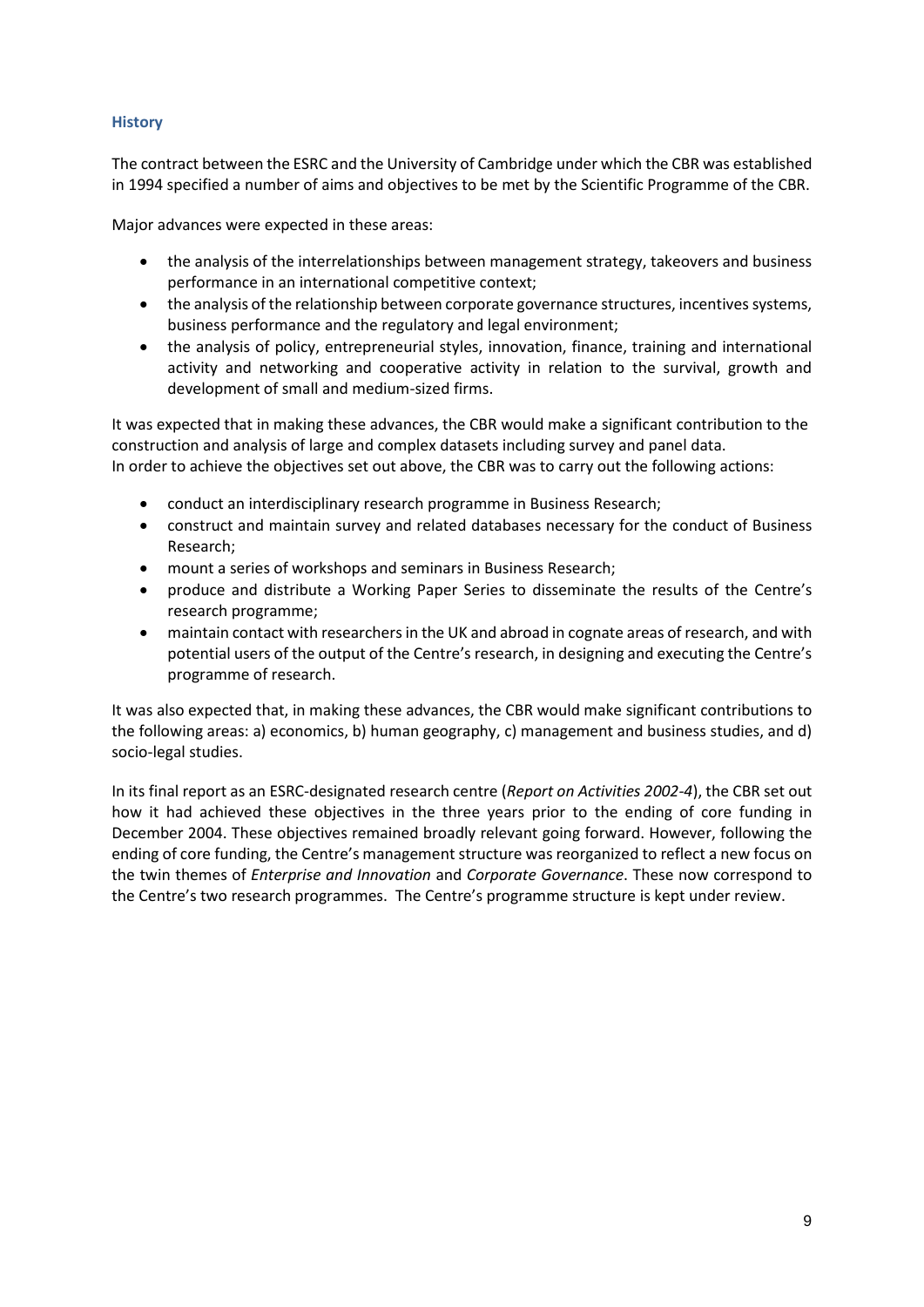### History

The contract between the ESRC and the University of Cambridge under which the CBR was established in 1994 specified a number of aims and objectives to be met by the Scientific Programme of the CBR.

Major advances were expected in these areas:

- the analysis of the interrelationships between management strategy, takeovers and business performance in an international competitive context;
- the analysis of the relationship between corporate governance structures, incentives systems, business performance and the regulatory and legal environment;
- the analysis of policy, entrepreneurial styles, innovation, finance, training and international activity and networking and cooperative activity in relation to the survival, growth and development of small and medium-sized firms.

It was expected that in making these advances, the CBR would make a significant contribution to the construction and analysis of large and complex datasets including survey and panel data.
In order to achieve the objectives set out above, the CBR was to carry out the following actions:

- conduct an interdisciplinary research programme in Business Research;
- construct and maintain survey and related databases necessary for the conduct of Business Research;
- mount a series of workshops and seminars in Business Research;
- produce and distribute a Working Paper Series to disseminate the results of the Centre's research programme;
- maintain contact with researchers in the UK and abroad in cognate areas of research, and with potential users of the output of the Centre's research, in designing and executing the Centre's programme of research.

It was also expected that, in making these advances, the CBR would make significant contributions to the following areas: a) economics, b) human geography, c) management and business studies, and d) socio-legal studies.

In its final report as an ESRC-designated research centre (*Report on Activities 2002-4*), the CBR set out how it had achieved these objectives in the three years prior to the ending of core funding in December 2004. These objectives remained broadly relevant going forward. However, following the ending of core funding, the Centre's management structure was reorganized to reflect a new focus on the twin themes of *Enterprise and Innovation* and *Corporate Governance*. These now correspond to the Centre's two research programmes. The Centre's programme structure is kept under review.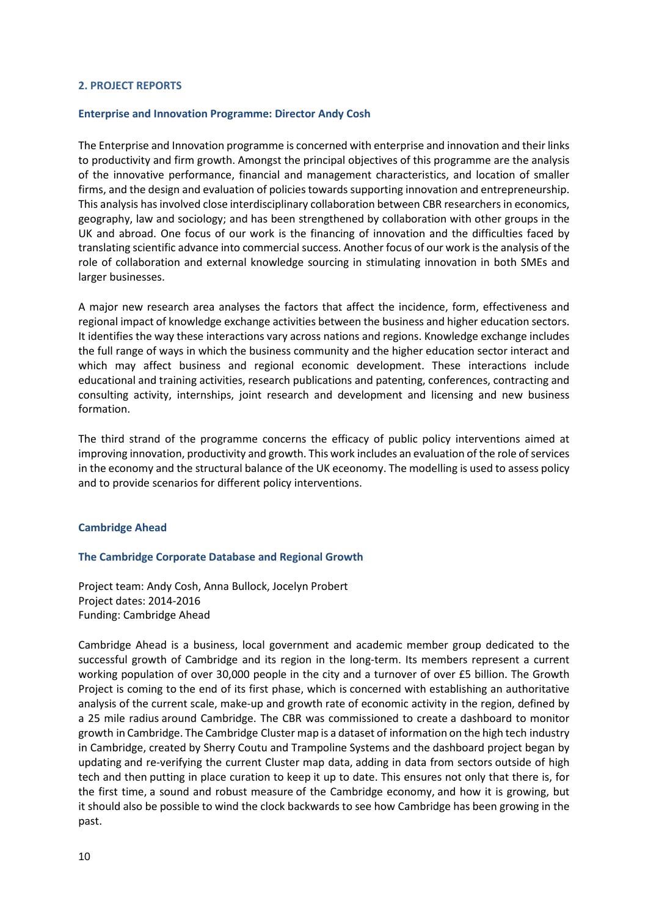## 2. PROJECT REPORTS

### Enterprise and Innovation Programme: Director Andy Cosh

The Enterprise and Innovation programme is concerned with enterprise and innovation and their links to productivity and firm growth. Amongst the principal objectives of this programme are the analysis of the innovative performance, financial and management characteristics, and location of smaller firms, and the design and evaluation of policies towards supporting innovation and entrepreneurship. This analysis has involved close interdisciplinary collaboration between CBR researchers in economics, geography, law and sociology; and has been strengthened by collaboration with other groups in the UK and abroad. One focus of our work is the financing of innovation and the difficulties faced by translating scientific advance into commercial success. Another focus of our work is the analysis of the role of collaboration and external knowledge sourcing in stimulating innovation in both SMEs and larger businesses.

A major new research area analyses the factors that affect the incidence, form, effectiveness and regional impact of knowledge exchange activities between the business and higher education sectors. It identifies the way these interactions vary across nations and regions. Knowledge exchange includes the full range of ways in which the business community and the higher education sector interact and which may affect business and regional economic development. These interactions include educational and training activities, research publications and patenting, conferences, contracting and consulting activity, internships, joint research and development and licensing and new business formation.

The third strand of the programme concerns the efficacy of public policy interventions aimed at improving innovation, productivity and growth. This work includes an evaluation of the role of services in the economy and the structural balance of the UK eceonomy. The modelling is used to assess policy and to provide scenarios for different policy interventions.

### Cambridge Ahead

### The Cambridge Corporate Database and Regional Growth

Project team: Andy Cosh, Anna Bullock, Jocelyn Probert
Project dates: 2014-2016
Funding: Cambridge Ahead

Cambridge Ahead is a business, local government and academic member group dedicated to the successful growth of Cambridge and its region in the long-term. Its members represent a current working population of over 30,000 people in the city and a turnover of over £5 billion. The Growth Project is coming to the end of its first phase, which is concerned with establishing an authoritative analysis of the current scale, make-up and growth rate of economic activity in the region, defined by a 25 mile radius around Cambridge. The CBR was commissioned to create a dashboard to monitor growth in Cambridge. The Cambridge Cluster map is a dataset of information on the high tech industry in Cambridge, created by Sherry Coutu and Trampoline Systems and the dashboard project began by updating and re-verifying the current Cluster map data, adding in data from sectors outside of high tech and then putting in place curation to keep it up to date. This ensures not only that there is, for the first time, a sound and robust measure of the Cambridge economy, and how it is growing, but it should also be possible to wind the clock backwards to see how Cambridge has been growing in the past.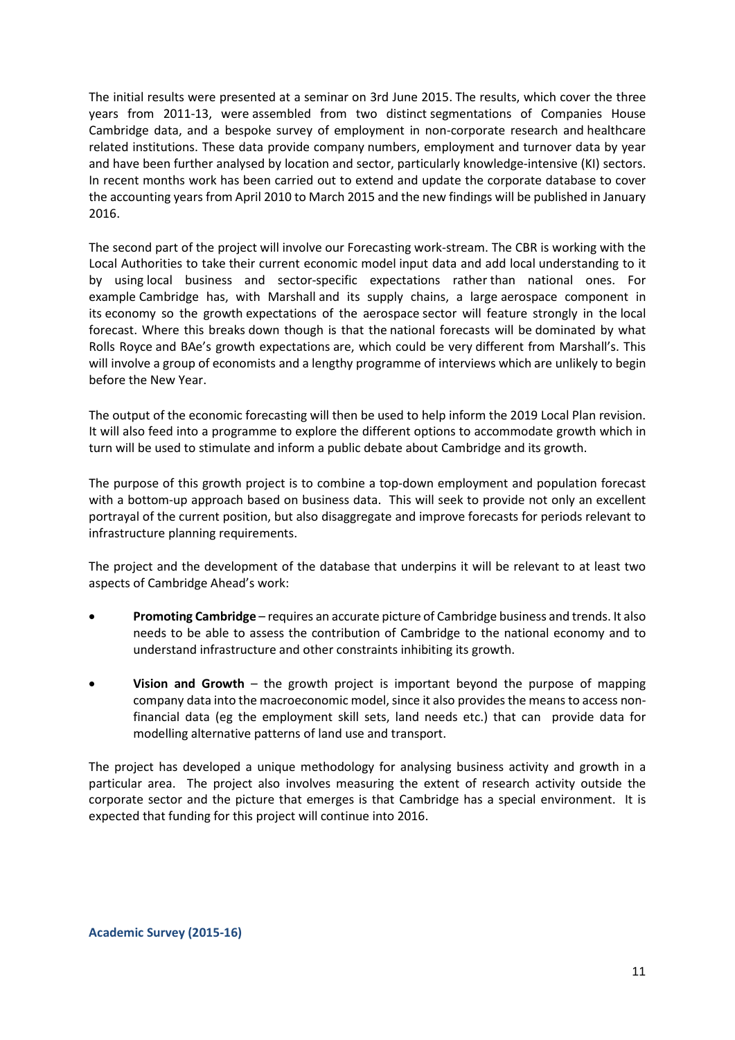The initial results were presented at a seminar on 3rd June 2015. The results, which cover the three years from 2011-13, were assembled from two distinct segmentations of Companies House Cambridge data, and a bespoke survey of employment in non-corporate research and healthcare related institutions. These data provide company numbers, employment and turnover data by year and have been further analysed by location and sector, particularly knowledge-intensive (KI) sectors. In recent months work has been carried out to extend and update the corporate database to cover the accounting years from April 2010 to March 2015 and the new findings will be published in January 2016.

The second part of the project will involve our Forecasting work-stream. The CBR is working with the Local Authorities to take their current economic model input data and add local understanding to it by using local business and sector-specific expectations rather than national ones. For example Cambridge has, with Marshall and its supply chains, a large aerospace component in its economy so the growth expectations of the aerospace sector will feature strongly in the local forecast. Where this breaks down though is that the national forecasts will be dominated by what Rolls Royce and BAe's growth expectations are, which could be very different from Marshall's. This will involve a group of economists and a lengthy programme of interviews which are unlikely to begin before the New Year.

The output of the economic forecasting will then be used to help inform the 2019 Local Plan revision. It will also feed into a programme to explore the different options to accommodate growth which in turn will be used to stimulate and inform a public debate about Cambridge and its growth.

The purpose of this growth project is to combine a top-down employment and population forecast with a bottom-up approach based on business data. This will seek to provide not only an excellent portrayal of the current position, but also disaggregate and improve forecasts for periods relevant to infrastructure planning requirements.

The project and the development of the database that underpins it will be relevant to at least two aspects of Cambridge Ahead's work:

- **Promoting Cambridge** – requires an accurate picture of Cambridge business and trends. It also needs to be able to assess the contribution of Cambridge to the national economy and to understand infrastructure and other constraints inhibiting its growth.
- **Vision and Growth** – the growth project is important beyond the purpose of mapping company data into the macroeconomic model, since it also provides the means to access non-financial data (eg the employment skill sets, land needs etc.) that can provide data for modelling alternative patterns of land use and transport.

The project has developed a unique methodology for analysing business activity and growth in a particular area. The project also involves measuring the extent of research activity outside the corporate sector and the picture that emerges is that Cambridge has a special environment. It is expected that funding for this project will continue into 2016.

### Academic Survey (2015-16)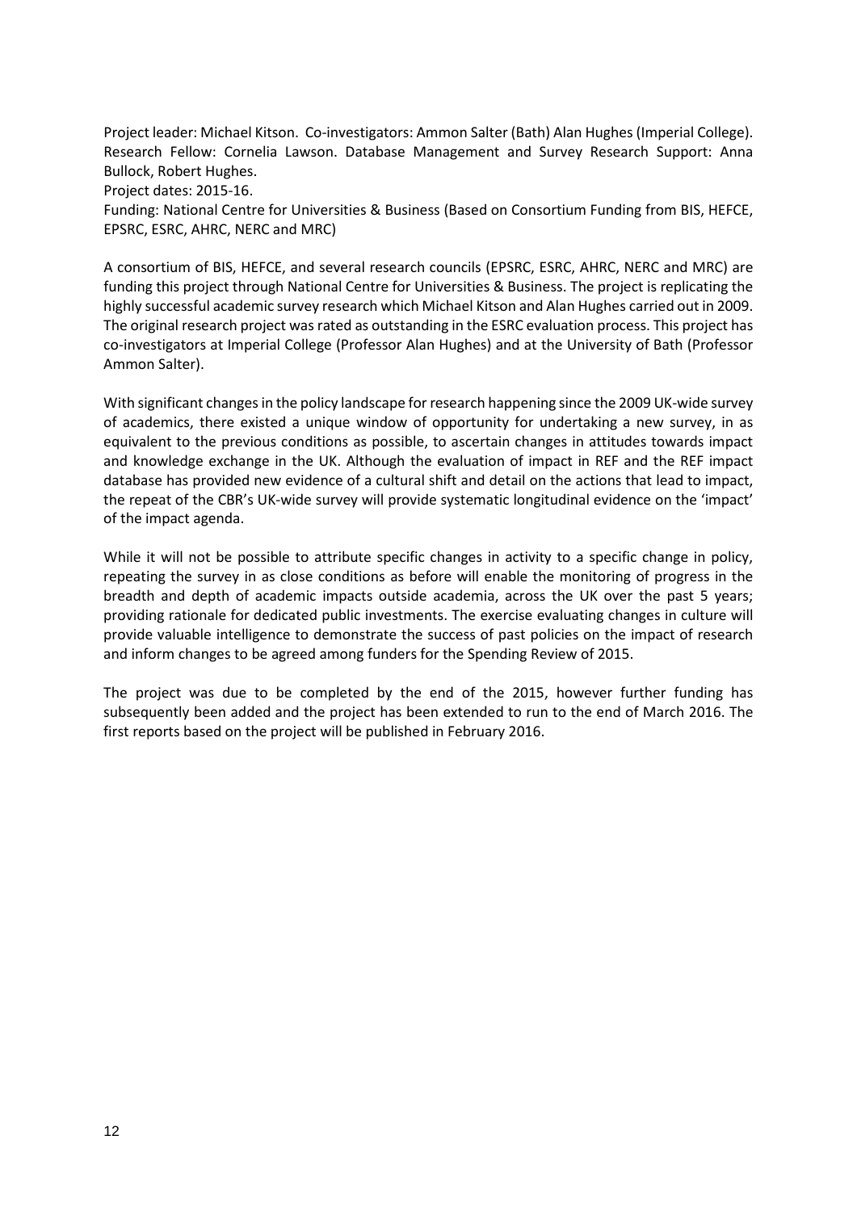Project leader: Michael Kitson. Co-investigators: Ammon Salter (Bath) Alan Hughes (Imperial College). Research Fellow: Cornelia Lawson. Database Management and Survey Research Support: Anna Bullock, Robert Hughes.

Project dates: 2015-16.

Funding: National Centre for Universities & Business (Based on Consortium Funding from BIS, HEFCE, EPSRC, ESRC, AHRC, NERC and MRC)

A consortium of BIS, HEFCE, and several research councils (EPSRC, ESRC, AHRC, NERC and MRC) are funding this project through National Centre for Universities & Business. The project is replicating the highly successful academic survey research which Michael Kitson and Alan Hughes carried out in 2009. The original research project was rated as outstanding in the ESRC evaluation process. This project has co-investigators at Imperial College (Professor Alan Hughes) and at the University of Bath (Professor Ammon Salter).

With significant changes in the policy landscape for research happening since the 2009 UK-wide survey of academics, there existed a unique window of opportunity for undertaking a new survey, in as equivalent to the previous conditions as possible, to ascertain changes in attitudes towards impact and knowledge exchange in the UK. Although the evaluation of impact in REF and the REF impact database has provided new evidence of a cultural shift and detail on the actions that lead to impact, the repeat of the CBR's UK-wide survey will provide systematic longitudinal evidence on the 'impact' of the impact agenda.

While it will not be possible to attribute specific changes in activity to a specific change in policy, repeating the survey in as close conditions as before will enable the monitoring of progress in the breadth and depth of academic impacts outside academia, across the UK over the past 5 years; providing rationale for dedicated public investments. The exercise evaluating changes in culture will provide valuable intelligence to demonstrate the success of past policies on the impact of research and inform changes to be agreed among funders for the Spending Review of 2015.

The project was due to be completed by the end of the 2015, however further funding has subsequently been added and the project has been extended to run to the end of March 2016. The first reports based on the project will be published in February 2016.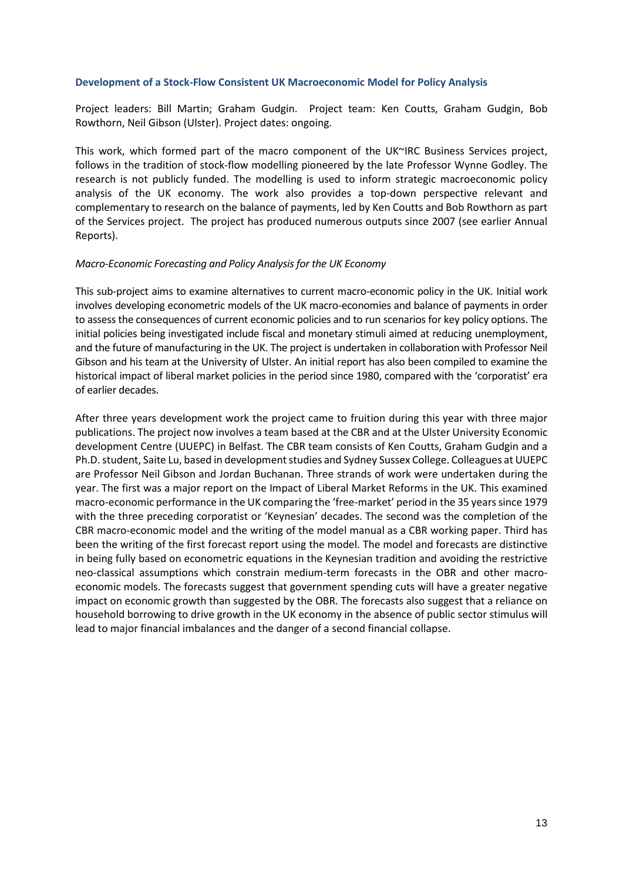### Development of a Stock-Flow Consistent UK Macroeconomic Model for Policy Analysis

Project leaders: Bill Martin; Graham Gudgin. Project team: Ken Coutts, Graham Gudgin, Bob Rowthorn, Neil Gibson (Ulster). Project dates: ongoing.

This work, which formed part of the macro component of the UK~IRC Business Services project, follows in the tradition of stock-flow modelling pioneered by the late Professor Wynne Godley. The research is not publicly funded. The modelling is used to inform strategic macroeconomic policy analysis of the UK economy. The work also provides a top-down perspective relevant and complementary to research on the balance of payments, led by Ken Coutts and Bob Rowthorn as part of the Services project. The project has produced numerous outputs since 2007 (see earlier Annual Reports).

*Macro-Economic Forecasting and Policy Analysis for the UK Economy*

This sub-project aims to examine alternatives to current macro-economic policy in the UK. Initial work involves developing econometric models of the UK macro-economies and balance of payments in order to assess the consequences of current economic policies and to run scenarios for key policy options. The initial policies being investigated include fiscal and monetary stimuli aimed at reducing unemployment, and the future of manufacturing in the UK. The project is undertaken in collaboration with Professor Neil Gibson and his team at the University of Ulster. An initial report has also been compiled to examine the historical impact of liberal market policies in the period since 1980, compared with the 'corporatist' era of earlier decades.

After three years development work the project came to fruition during this year with three major publications. The project now involves a team based at the CBR and at the Ulster University Economic development Centre (UUEPC) in Belfast. The CBR team consists of Ken Coutts, Graham Gudgin and a Ph.D. student, Saite Lu, based in development studies and Sydney Sussex College. Colleagues at UUEPC are Professor Neil Gibson and Jordan Buchanan. Three strands of work were undertaken during the year. The first was a major report on the Impact of Liberal Market Reforms in the UK. This examined macro-economic performance in the UK comparing the 'free-market' period in the 35 years since 1979 with the three preceding corporatist or 'Keynesian' decades. The second was the completion of the CBR macro-economic model and the writing of the model manual as a CBR working paper. Third has been the writing of the first forecast report using the model. The model and forecasts are distinctive in being fully based on econometric equations in the Keynesian tradition and avoiding the restrictive neo-classical assumptions which constrain medium-term forecasts in the OBR and other macro-economic models. The forecasts suggest that government spending cuts will have a greater negative impact on economic growth than suggested by the OBR. The forecasts also suggest that a reliance on household borrowing to drive growth in the UK economy in the absence of public sector stimulus will lead to major financial imbalances and the danger of a second financial collapse.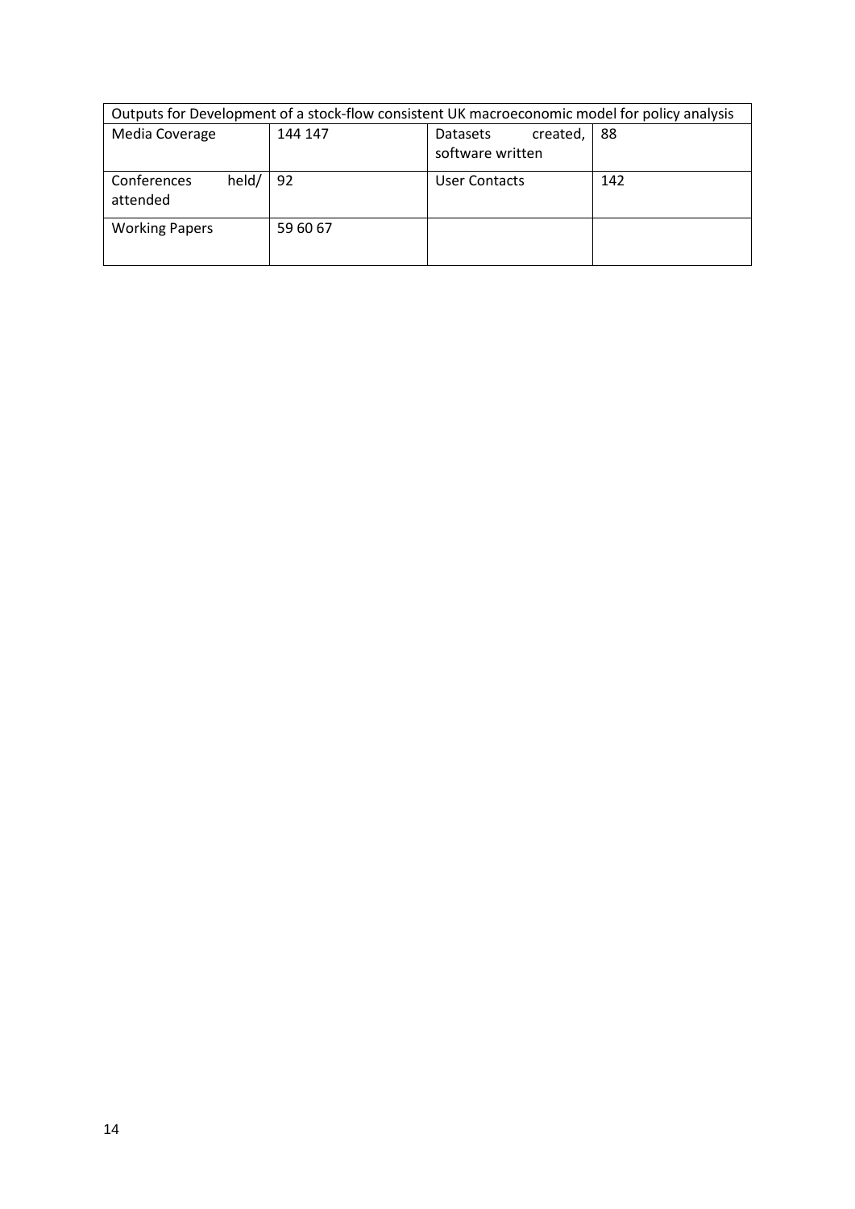| Outputs for Development of a stock-flow consistent UK macroeconomic model for policy analysis | | | |
|---|---|---|---|
| Media Coverage | 144 147 | Datasets created, software written | 88 |
| Conferences held/ attended | 92 | User Contacts | 142 |
| Working Papers | 59 60 67 | | |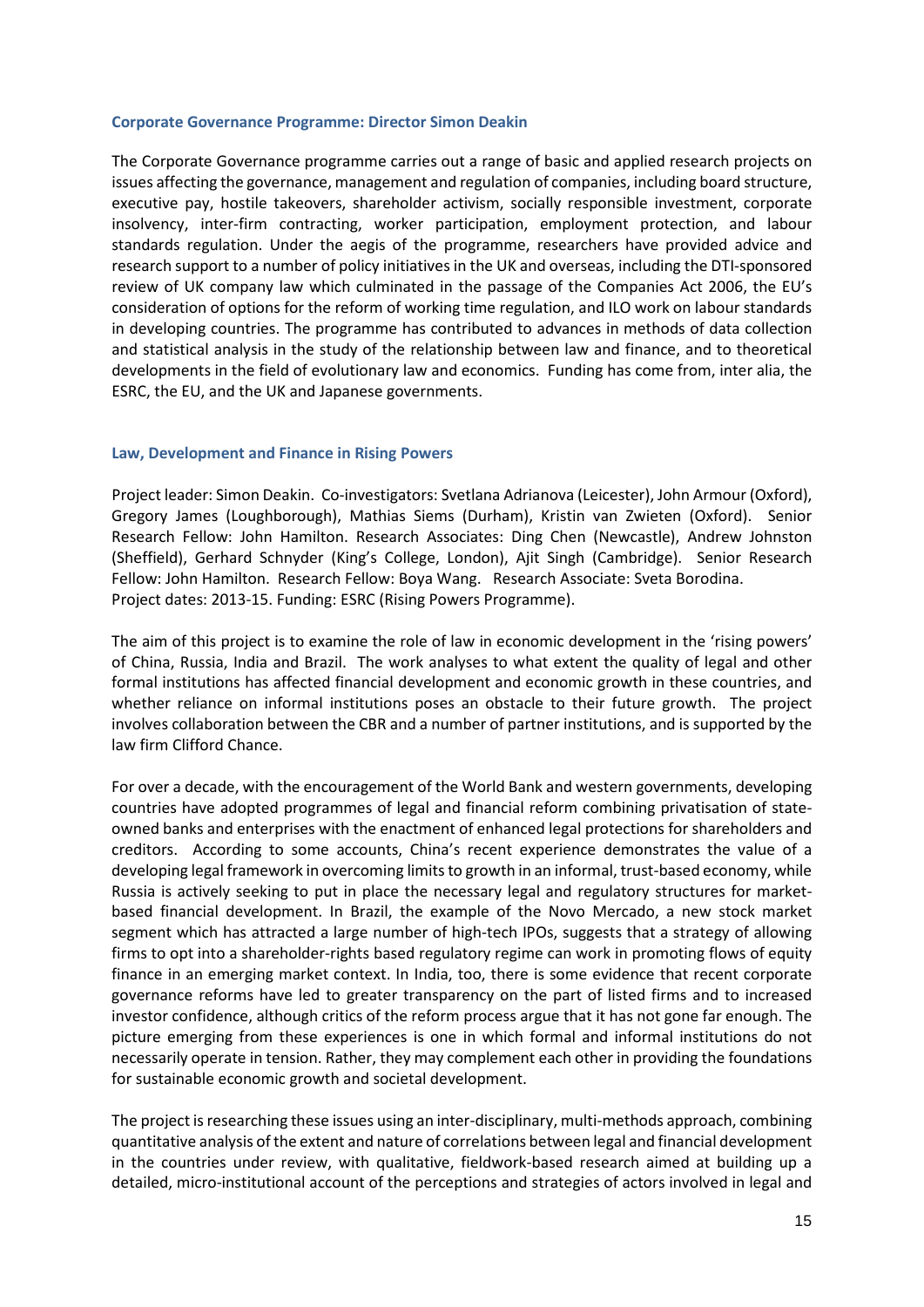### Corporate Governance Programme: Director Simon Deakin

The Corporate Governance programme carries out a range of basic and applied research projects on issues affecting the governance, management and regulation of companies, including board structure, executive pay, hostile takeovers, shareholder activism, socially responsible investment, corporate insolvency, inter-firm contracting, worker participation, employment protection, and labour standards regulation. Under the aegis of the programme, researchers have provided advice and research support to a number of policy initiatives in the UK and overseas, including the DTI-sponsored review of UK company law which culminated in the passage of the Companies Act 2006, the EU's consideration of options for the reform of working time regulation, and ILO work on labour standards in developing countries. The programme has contributed to advances in methods of data collection and statistical analysis in the study of the relationship between law and finance, and to theoretical developments in the field of evolutionary law and economics. Funding has come from, inter alia, the ESRC, the EU, and the UK and Japanese governments.

### Law, Development and Finance in Rising Powers

Project leader: Simon Deakin. Co-investigators: Svetlana Adrianova (Leicester), John Armour (Oxford), Gregory James (Loughborough), Mathias Siems (Durham), Kristin van Zwieten (Oxford). Senior Research Fellow: John Hamilton. Research Associates: Ding Chen (Newcastle), Andrew Johnston (Sheffield), Gerhard Schnyder (King's College, London), Ajit Singh (Cambridge). Senior Research Fellow: John Hamilton. Research Fellow: Boya Wang. Research Associate: Sveta Borodina.
Project dates: 2013-15. Funding: ESRC (Rising Powers Programme).

The aim of this project is to examine the role of law in economic development in the 'rising powers' of China, Russia, India and Brazil. The work analyses to what extent the quality of legal and other formal institutions has affected financial development and economic growth in these countries, and whether reliance on informal institutions poses an obstacle to their future growth. The project involves collaboration between the CBR and a number of partner institutions, and is supported by the law firm Clifford Chance.

For over a decade, with the encouragement of the World Bank and western governments, developing countries have adopted programmes of legal and financial reform combining privatisation of state-owned banks and enterprises with the enactment of enhanced legal protections for shareholders and creditors. According to some accounts, China's recent experience demonstrates the value of a developing legal framework in overcoming limits to growth in an informal, trust-based economy, while Russia is actively seeking to put in place the necessary legal and regulatory structures for market-based financial development. In Brazil, the example of the Novo Mercado, a new stock market segment which has attracted a large number of high-tech IPOs, suggests that a strategy of allowing firms to opt into a shareholder-rights based regulatory regime can work in promoting flows of equity finance in an emerging market context. In India, too, there is some evidence that recent corporate governance reforms have led to greater transparency on the part of listed firms and to increased investor confidence, although critics of the reform process argue that it has not gone far enough. The picture emerging from these experiences is one in which formal and informal institutions do not necessarily operate in tension. Rather, they may complement each other in providing the foundations for sustainable economic growth and societal development.

The project is researching these issues using an inter-disciplinary, multi-methods approach, combining quantitative analysis of the extent and nature of correlations between legal and financial development in the countries under review, with qualitative, fieldwork-based research aimed at building up a detailed, micro-institutional account of the perceptions and strategies of actors involved in legal and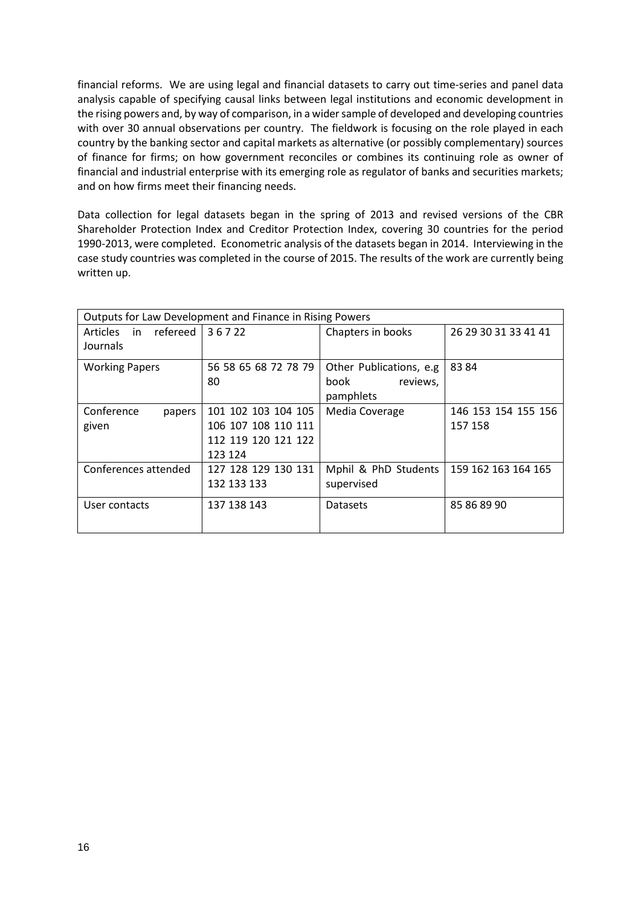financial reforms. We are using legal and financial datasets to carry out time-series and panel data analysis capable of specifying causal links between legal institutions and economic development in the rising powers and, by way of comparison, in a wider sample of developed and developing countries with over 30 annual observations per country. The fieldwork is focusing on the role played in each country by the banking sector and capital markets as alternative (or possibly complementary) sources of finance for firms; on how government reconciles or combines its continuing role as owner of financial and industrial enterprise with its emerging role as regulator of banks and securities markets; and on how firms meet their financing needs.

Data collection for legal datasets began in the spring of 2013 and revised versions of the CBR Shareholder Protection Index and Creditor Protection Index, covering 30 countries for the period 1990-2013, were completed. Econometric analysis of the datasets began in 2014. Interviewing in the case study countries was completed in the course of 2015. The results of the work are currently being written up.

| Outputs for Law Development and Finance in Rising Powers | | | |
|---|---|---|---|
| Articles in refereed Journals | 3 6 7 22 | Chapters in books | 26 29 30 31 33 41 41 |
| Working Papers | 56 58 65 68 72 78 79 80 | Other Publications, e.g book reviews, pamphlets | 83 84 |
| Conference papers given | 101 102 103 104 105 106 107 108 110 111 112 119 120 121 122 123 124 | Media Coverage | 146 153 154 155 156 157 158 |
| Conferences attended | 127 128 129 130 131 132 133 133 | Mphil & PhD Students supervised | 159 162 163 164 165 |
| User contacts | 137 138 143 | Datasets | 85 86 89 90 |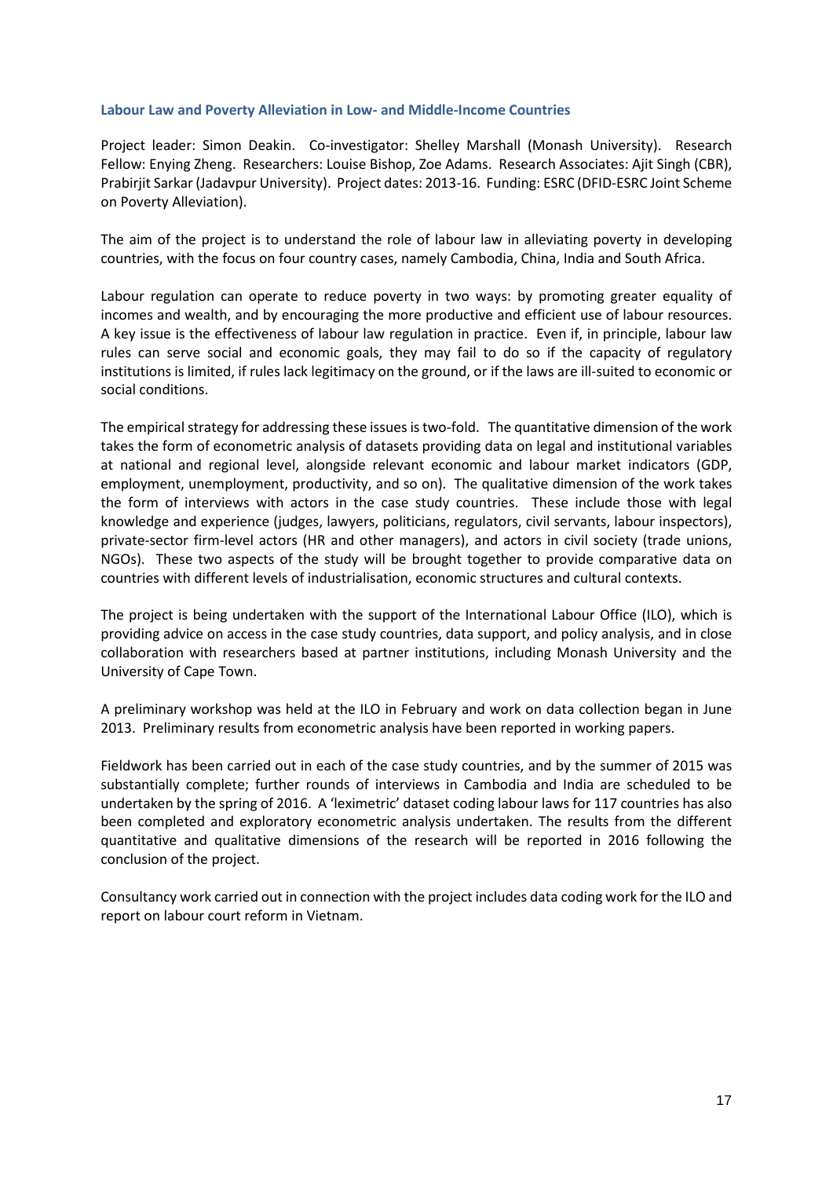### Labour Law and Poverty Alleviation in Low- and Middle-Income Countries

Project leader: Simon Deakin. Co-investigator: Shelley Marshall (Monash University). Research Fellow: Enying Zheng. Researchers: Louise Bishop, Zoe Adams. Research Associates: Ajit Singh (CBR), Prabirjit Sarkar (Jadavpur University). Project dates: 2013-16. Funding: ESRC (DFID-ESRC Joint Scheme on Poverty Alleviation).

The aim of the project is to understand the role of labour law in alleviating poverty in developing countries, with the focus on four country cases, namely Cambodia, China, India and South Africa.

Labour regulation can operate to reduce poverty in two ways: by promoting greater equality of incomes and wealth, and by encouraging the more productive and efficient use of labour resources. A key issue is the effectiveness of labour law regulation in practice. Even if, in principle, labour law rules can serve social and economic goals, they may fail to do so if the capacity of regulatory institutions is limited, if rules lack legitimacy on the ground, or if the laws are ill-suited to economic or social conditions.

The empirical strategy for addressing these issues is two-fold. The quantitative dimension of the work takes the form of econometric analysis of datasets providing data on legal and institutional variables at national and regional level, alongside relevant economic and labour market indicators (GDP, employment, unemployment, productivity, and so on). The qualitative dimension of the work takes the form of interviews with actors in the case study countries. These include those with legal knowledge and experience (judges, lawyers, politicians, regulators, civil servants, labour inspectors), private-sector firm-level actors (HR and other managers), and actors in civil society (trade unions, NGOs). These two aspects of the study will be brought together to provide comparative data on countries with different levels of industrialisation, economic structures and cultural contexts.

The project is being undertaken with the support of the International Labour Office (ILO), which is providing advice on access in the case study countries, data support, and policy analysis, and in close collaboration with researchers based at partner institutions, including Monash University and the University of Cape Town.

A preliminary workshop was held at the ILO in February and work on data collection began in June 2013. Preliminary results from econometric analysis have been reported in working papers.

Fieldwork has been carried out in each of the case study countries, and by the summer of 2015 was substantially complete; further rounds of interviews in Cambodia and India are scheduled to be undertaken by the spring of 2016. A 'leximetric' dataset coding labour laws for 117 countries has also been completed and exploratory econometric analysis undertaken. The results from the different quantitative and qualitative dimensions of the research will be reported in 2016 following the conclusion of the project.

Consultancy work carried out in connection with the project includes data coding work for the ILO and report on labour court reform in Vietnam.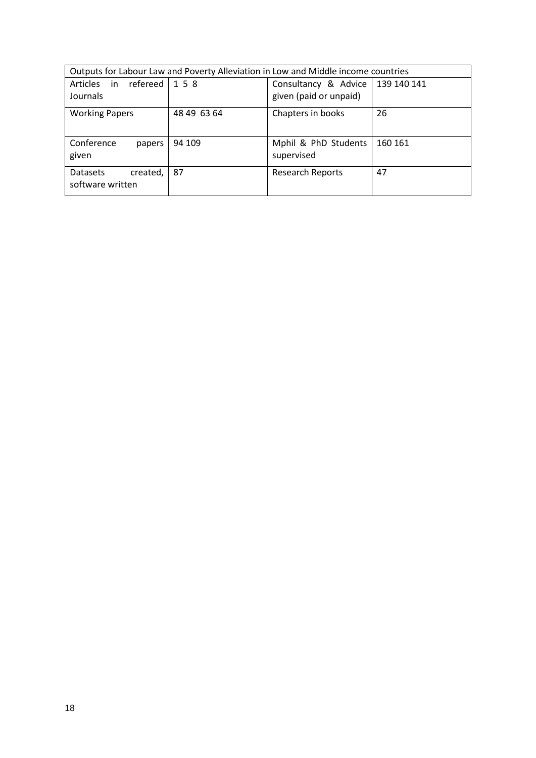| Outputs for Labour Law and Poverty Alleviation in Low and Middle income countries | | | |
|---|---|---|---|
| Articles in refereed Journals | 1 5 8 | Consultancy & Advice given (paid or unpaid) | 139 140 141 |
| Working Papers | 48 49 63 64 | Chapters in books | 26 |
| Conference papers given | 94 109 | Mphil & PhD Students supervised | 160 161 |
| Datasets created, software written | 87 | Research Reports | 47 |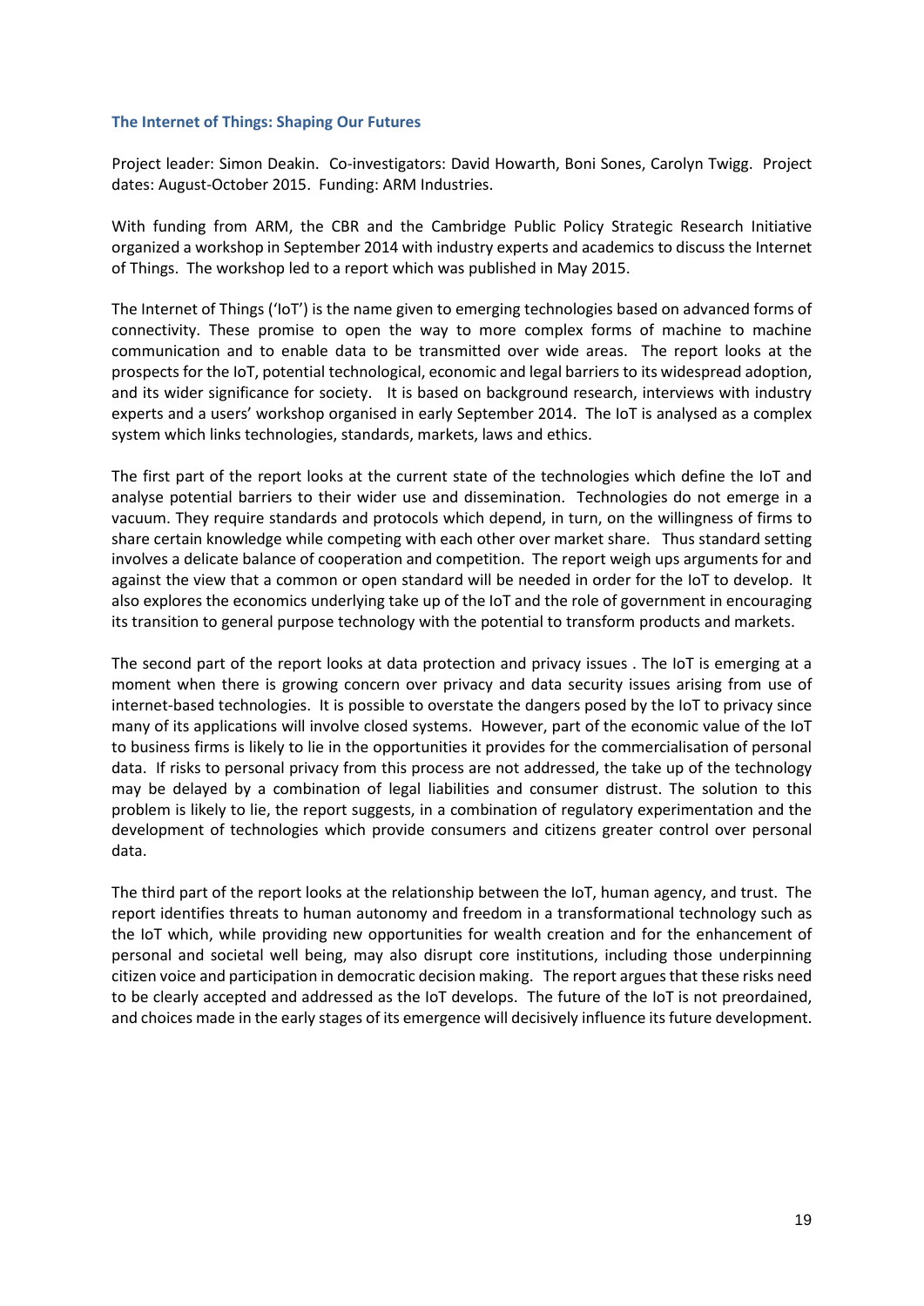### The Internet of Things: Shaping Our Futures

Project leader: Simon Deakin. Co-investigators: David Howarth, Boni Sones, Carolyn Twigg. Project dates: August-October 2015. Funding: ARM Industries.

With funding from ARM, the CBR and the Cambridge Public Policy Strategic Research Initiative organized a workshop in September 2014 with industry experts and academics to discuss the Internet of Things. The workshop led to a report which was published in May 2015.

The Internet of Things ('IoT') is the name given to emerging technologies based on advanced forms of connectivity. These promise to open the way to more complex forms of machine to machine communication and to enable data to be transmitted over wide areas. The report looks at the prospects for the IoT, potential technological, economic and legal barriers to its widespread adoption, and its wider significance for society. It is based on background research, interviews with industry experts and a users' workshop organised in early September 2014. The IoT is analysed as a complex system which links technologies, standards, markets, laws and ethics.

The first part of the report looks at the current state of the technologies which define the IoT and analyse potential barriers to their wider use and dissemination. Technologies do not emerge in a vacuum. They require standards and protocols which depend, in turn, on the willingness of firms to share certain knowledge while competing with each other over market share. Thus standard setting involves a delicate balance of cooperation and competition. The report weigh ups arguments for and against the view that a common or open standard will be needed in order for the IoT to develop. It also explores the economics underlying take up of the IoT and the role of government in encouraging its transition to general purpose technology with the potential to transform products and markets.

The second part of the report looks at data protection and privacy issues . The IoT is emerging at a moment when there is growing concern over privacy and data security issues arising from use of internet-based technologies. It is possible to overstate the dangers posed by the IoT to privacy since many of its applications will involve closed systems. However, part of the economic value of the IoT to business firms is likely to lie in the opportunities it provides for the commercialisation of personal data. If risks to personal privacy from this process are not addressed, the take up of the technology may be delayed by a combination of legal liabilities and consumer distrust. The solution to this problem is likely to lie, the report suggests, in a combination of regulatory experimentation and the development of technologies which provide consumers and citizens greater control over personal data.

The third part of the report looks at the relationship between the IoT, human agency, and trust. The report identifies threats to human autonomy and freedom in a transformational technology such as the IoT which, while providing new opportunities for wealth creation and for the enhancement of personal and societal well being, may also disrupt core institutions, including those underpinning citizen voice and participation in democratic decision making. The report argues that these risks need to be clearly accepted and addressed as the IoT develops. The future of the IoT is not preordained, and choices made in the early stages of its emergence will decisively influence its future development.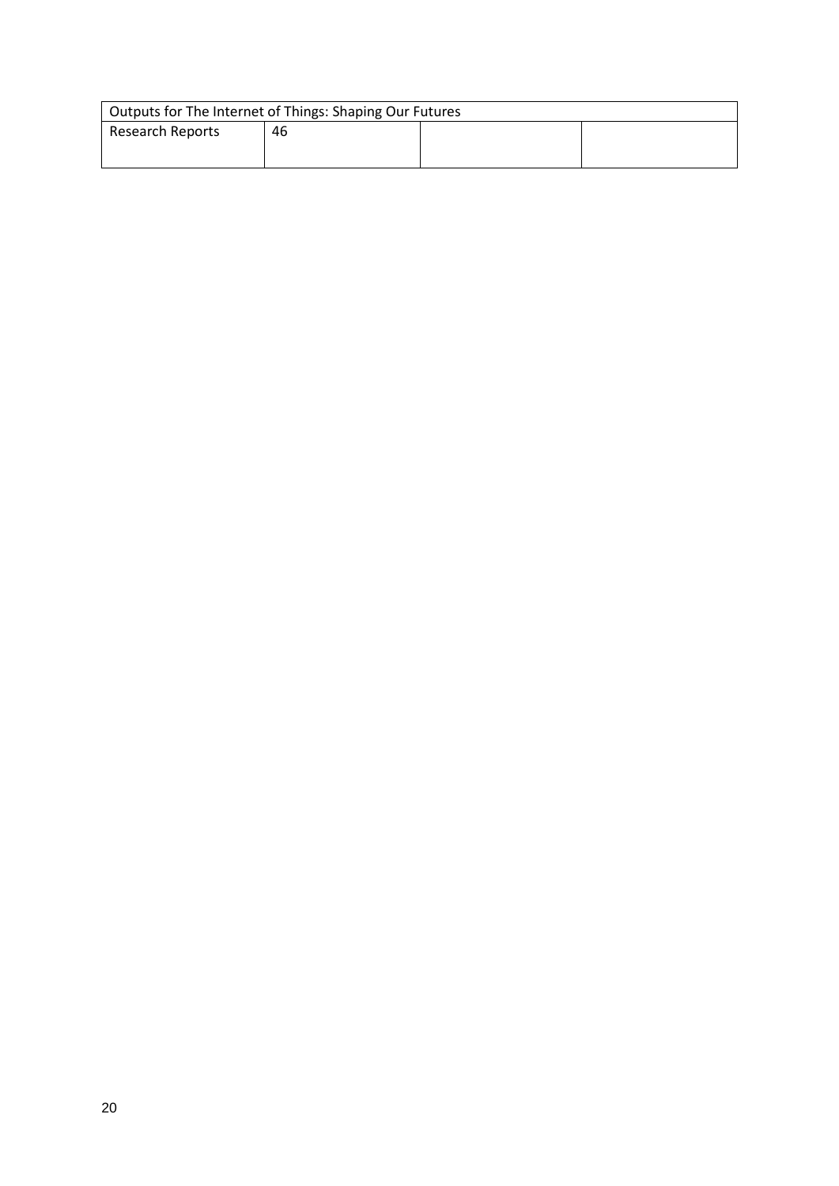| Outputs for The Internet of Things: Shaping Our Futures | | | |
|---|---|---|---|
| Research Reports | 46 | | |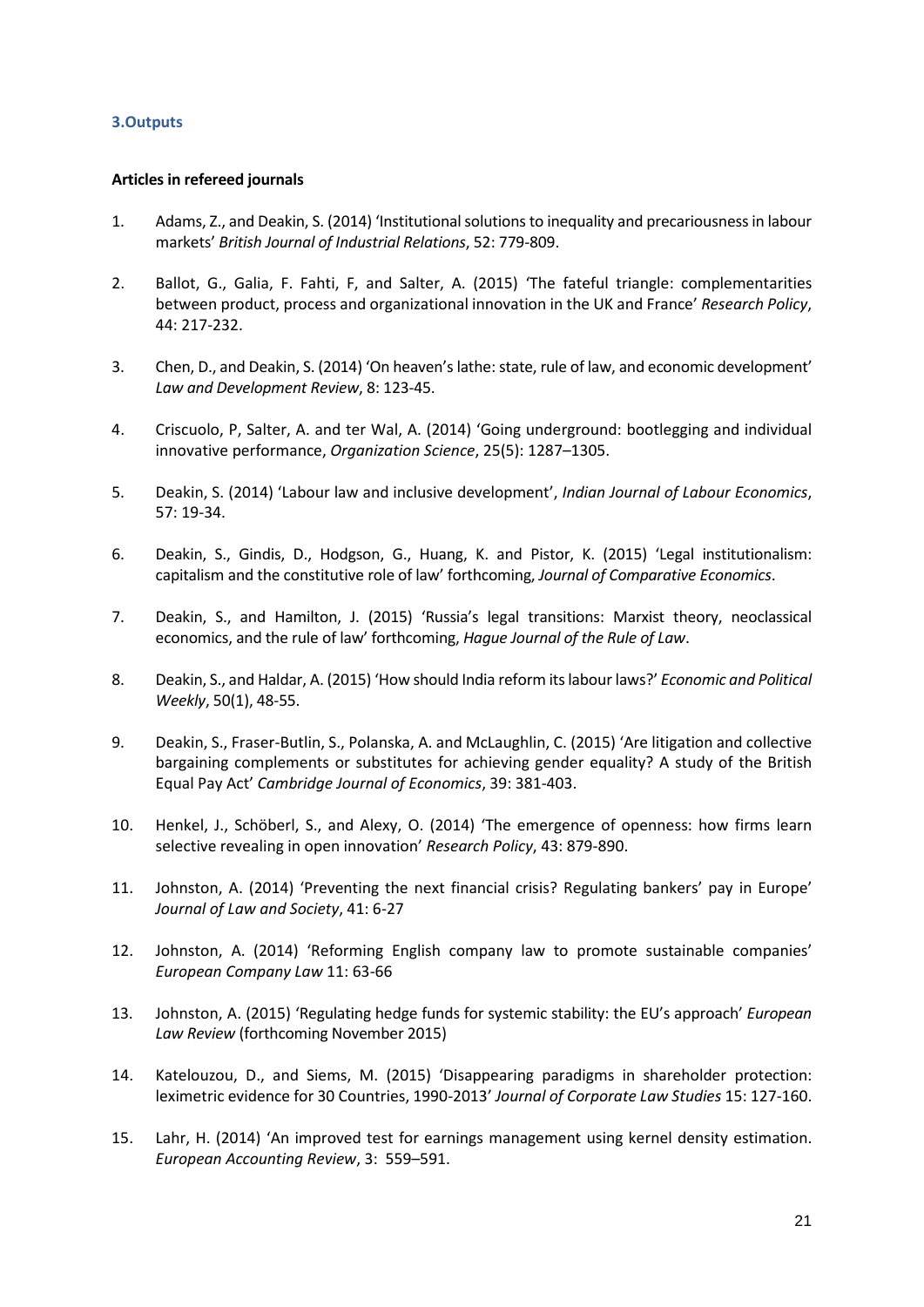### 3.Outputs

#### Articles in refereed journals

1. Adams, Z., and Deakin, S. (2014) 'Institutional solutions to inequality and precariousness in labour markets' *British Journal of Industrial Relations*, 52: 779-809.

2. Ballot, G., Galia, F. Fahti, F, and Salter, A. (2015) 'The fateful triangle: complementarities between product, process and organizational innovation in the UK and France' *Research Policy*, 44: 217-232.

3. Chen, D., and Deakin, S. (2014) 'On heaven's lathe: state, rule of law, and economic development' *Law and Development Review*, 8: 123-45.

4. Criscuolo, P, Salter, A. and ter Wal, A. (2014) 'Going underground: bootlegging and individual innovative performance, *Organization Science*, 25(5): 1287–1305.

5. Deakin, S. (2014) 'Labour law and inclusive development', *Indian Journal of Labour Economics*, 57: 19-34.

6. Deakin, S., Gindis, D., Hodgson, G., Huang, K. and Pistor, K. (2015) 'Legal institutionalism: capitalism and the constitutive role of law' forthcoming, *Journal of Comparative Economics*.

7. Deakin, S., and Hamilton, J. (2015) 'Russia's legal transitions: Marxist theory, neoclassical economics, and the rule of law' forthcoming, *Hague Journal of the Rule of Law*.

8. Deakin, S., and Haldar, A. (2015) 'How should India reform its labour laws?' *Economic and Political Weekly*, 50(1), 48-55.

9. Deakin, S., Fraser-Butlin, S., Polanska, A. and McLaughlin, C. (2015) 'Are litigation and collective bargaining complements or substitutes for achieving gender equality? A study of the British Equal Pay Act' *Cambridge Journal of Economics*, 39: 381-403.

10. Henkel, J., Schöberl, S., and Alexy, O. (2014) 'The emergence of openness: how firms learn selective revealing in open innovation' *Research Policy*, 43: 879-890.

11. Johnston, A. (2014) 'Preventing the next financial crisis? Regulating bankers' pay in Europe' *Journal of Law and Society*, 41: 6-27

12. Johnston, A. (2014) 'Reforming English company law to promote sustainable companies' *European Company Law* 11: 63-66

13. Johnston, A. (2015) 'Regulating hedge funds for systemic stability: the EU's approach' *European Law Review* (forthcoming November 2015)

14. Katelouzou, D., and Siems, M. (2015) 'Disappearing paradigms in shareholder protection: leximetric evidence for 30 Countries, 1990-2013' *Journal of Corporate Law Studies* 15: 127-160.

15. Lahr, H. (2014) 'An improved test for earnings management using kernel density estimation. *European Accounting Review*, 3: 559–591.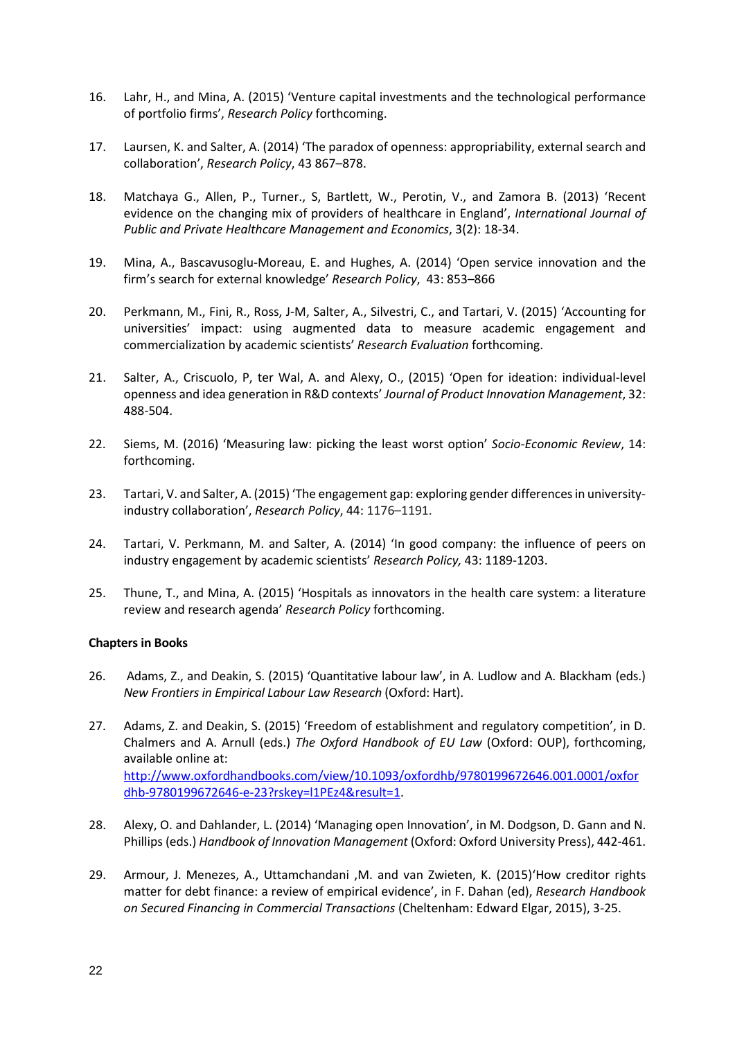16. Lahr, H., and Mina, A. (2015) 'Venture capital investments and the technological performance of portfolio firms', *Research Policy* forthcoming.

17. Laursen, K. and Salter, A. (2014) 'The paradox of openness: appropriability, external search and collaboration', *Research Policy*, 43 867–878.

18. Matchaya G., Allen, P., Turner., S, Bartlett, W., Perotin, V., and Zamora B. (2013) 'Recent evidence on the changing mix of providers of healthcare in England', *International Journal of Public and Private Healthcare Management and Economics*, 3(2): 18-34.

19. Mina, A., Bascavusoglu-Moreau, E. and Hughes, A. (2014) 'Open service innovation and the firm's search for external knowledge' *Research Policy*, 43: 853–866

20. Perkmann, M., Fini, R., Ross, J-M, Salter, A., Silvestri, C., and Tartari, V. (2015) 'Accounting for universities' impact: using augmented data to measure academic engagement and commercialization by academic scientists' *Research Evaluation* forthcoming.

21. Salter, A., Criscuolo, P, ter Wal, A. and Alexy, O., (2015) 'Open for ideation: individual-level openness and idea generation in R&D contexts' *Journal of Product Innovation Management*, 32: 488-504.

22. Siems, M. (2016) 'Measuring law: picking the least worst option' *Socio-Economic Review*, 14: forthcoming.

23. Tartari, V. and Salter, A. (2015) 'The engagement gap: exploring gender differences in university-industry collaboration', *Research Policy*, 44: 1176–1191.

24. Tartari, V. Perkmann, M. and Salter, A. (2014) 'In good company: the influence of peers on industry engagement by academic scientists' *Research Policy,* 43: 1189-1203.

25. Thune, T., and Mina, A. (2015) 'Hospitals as innovators in the health care system: a literature review and research agenda' *Research Policy* forthcoming.

**Chapters in Books**

26. Adams, Z., and Deakin, S. (2015) 'Quantitative labour law', in A. Ludlow and A. Blackham (eds.) *New Frontiers in Empirical Labour Law Research* (Oxford: Hart).

27. Adams, Z. and Deakin, S. (2015) 'Freedom of establishment and regulatory competition', in D. Chalmers and A. Arnull (eds.) *The Oxford Handbook of EU Law* (Oxford: OUP), forthcoming, available online at: [http://www.oxfordhandbooks.com/view/10.1093/oxfordhb/9780199672646.001.0001/oxfordhb-9780199672646-e-23?rskey=l1PEz4&result=1](http://www.oxfordhandbooks.com/view/10.1093/oxfordhb/9780199672646.001.0001/oxfordhb-9780199672646-e-23?rskey=l1PEz4&result=1).

28. Alexy, O. and Dahlander, L. (2014) 'Managing open Innovation', in M. Dodgson, D. Gann and N. Phillips (eds.) *Handbook of Innovation Management* (Oxford: Oxford University Press), 442-461.

29. Armour, J. Menezes, A., Uttamchandani ,M. and van Zwieten, K. (2015)'How creditor rights matter for debt finance: a review of empirical evidence', in F. Dahan (ed), *Research Handbook on Secured Financing in Commercial Transactions* (Cheltenham: Edward Elgar, 2015), 3-25.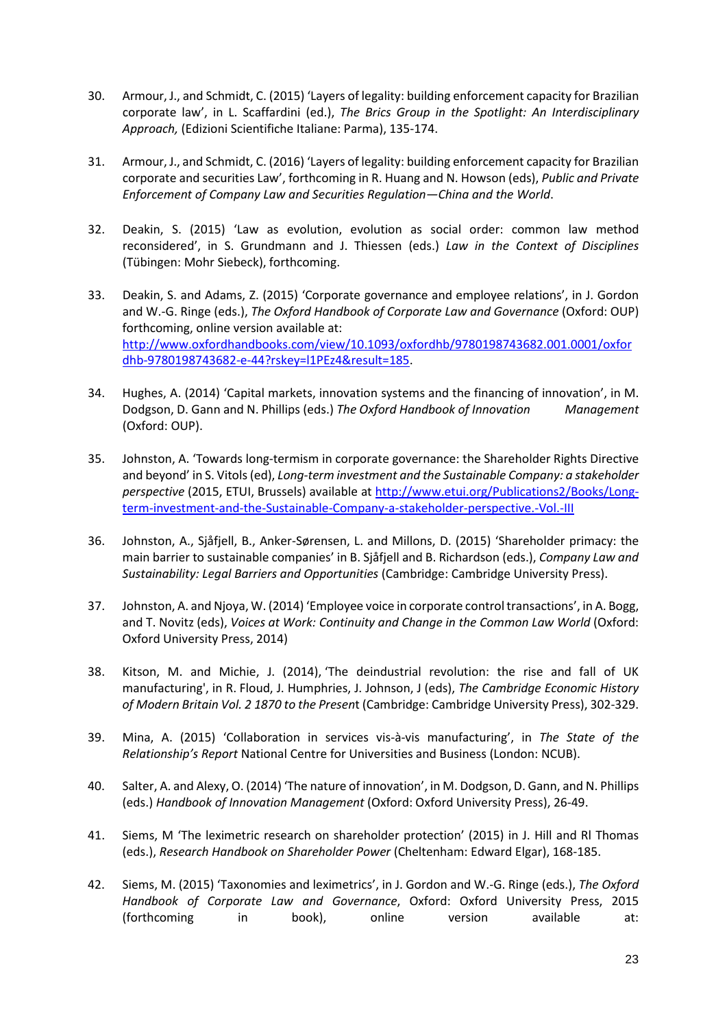30. Armour, J., and Schmidt, C. (2015) 'Layers of legality: building enforcement capacity for Brazilian corporate law', in L. Scaffardini (ed.), *The Brics Group in the Spotlight: An Interdisciplinary Approach,* (Edizioni Scientifiche Italiane: Parma), 135-174.

31. Armour, J., and Schmidt, C. (2016) 'Layers of legality: building enforcement capacity for Brazilian corporate and securities Law', forthcoming in R. Huang and N. Howson (eds), *Public and Private Enforcement of Company Law and Securities Regulation—China and the World*.

32. Deakin, S. (2015) 'Law as evolution, evolution as social order: common law method reconsidered', in S. Grundmann and J. Thiessen (eds.) *Law in the Context of Disciplines* (Tübingen: Mohr Siebeck), forthcoming.

33. Deakin, S. and Adams, Z. (2015) 'Corporate governance and employee relations', in J. Gordon and W.-G. Ringe (eds.), *The Oxford Handbook of Corporate Law and Governance* (Oxford: OUP) forthcoming, online version available at: http://www.oxfordhandbooks.com/view/10.1093/oxfordhb/9780198743682.001.0001/oxfordhb-9780198743682-e-44?rskey=l1PEz4&result=185.

34. Hughes, A. (2014) 'Capital markets, innovation systems and the financing of innovation', in M. Dodgson, D. Gann and N. Phillips (eds.) *The Oxford Handbook of Innovation Management* (Oxford: OUP).

35. Johnston, A. 'Towards long-termism in corporate governance: the Shareholder Rights Directive and beyond' in S. Vitols (ed), *Long-term investment and the Sustainable Company: a stakeholder perspective* (2015, ETUI, Brussels) available at http://www.etui.org/Publications2/Books/Long-term-investment-and-the-Sustainable-Company-a-stakeholder-perspective.-Vol.-III

36. Johnston, A., Sjåfjell, B., Anker-Sørensen, L. and Millons, D. (2015) 'Shareholder primacy: the main barrier to sustainable companies' in B. Sjåfjell and B. Richardson (eds.), *Company Law and Sustainability: Legal Barriers and Opportunities* (Cambridge: Cambridge University Press).

37. Johnston, A. and Njoya, W. (2014) 'Employee voice in corporate control transactions', in A. Bogg, and T. Novitz (eds), *Voices at Work: Continuity and Change in the Common Law World* (Oxford: Oxford University Press, 2014)

38. Kitson, M. and Michie, J. (2014), 'The deindustrial revolution: the rise and fall of UK manufacturing', in R. Floud, J. Humphries, J. Johnson, J (eds), *The Cambridge Economic History of Modern Britain Vol. 2 1870 to the Present* (Cambridge: Cambridge University Press), 302-329.

39. Mina, A. (2015) 'Collaboration in services vis-à-vis manufacturing', in *The State of the Relationship's Report* National Centre for Universities and Business (London: NCUB).

40. Salter, A. and Alexy, O. (2014) 'The nature of innovation', in M. Dodgson, D. Gann, and N. Phillips (eds.) *Handbook of Innovation Management* (Oxford: Oxford University Press), 26-49.

41. Siems, M 'The leximetric research on shareholder protection' (2015) in J. Hill and Rl Thomas (eds.), *Research Handbook on Shareholder Power* (Cheltenham: Edward Elgar), 168-185.

42. Siems, M. (2015) 'Taxonomies and leximetrics', in J. Gordon and W.-G. Ringe (eds.), *The Oxford Handbook of Corporate Law and Governance*, Oxford: Oxford University Press, 2015 (forthcoming in book), online version available at: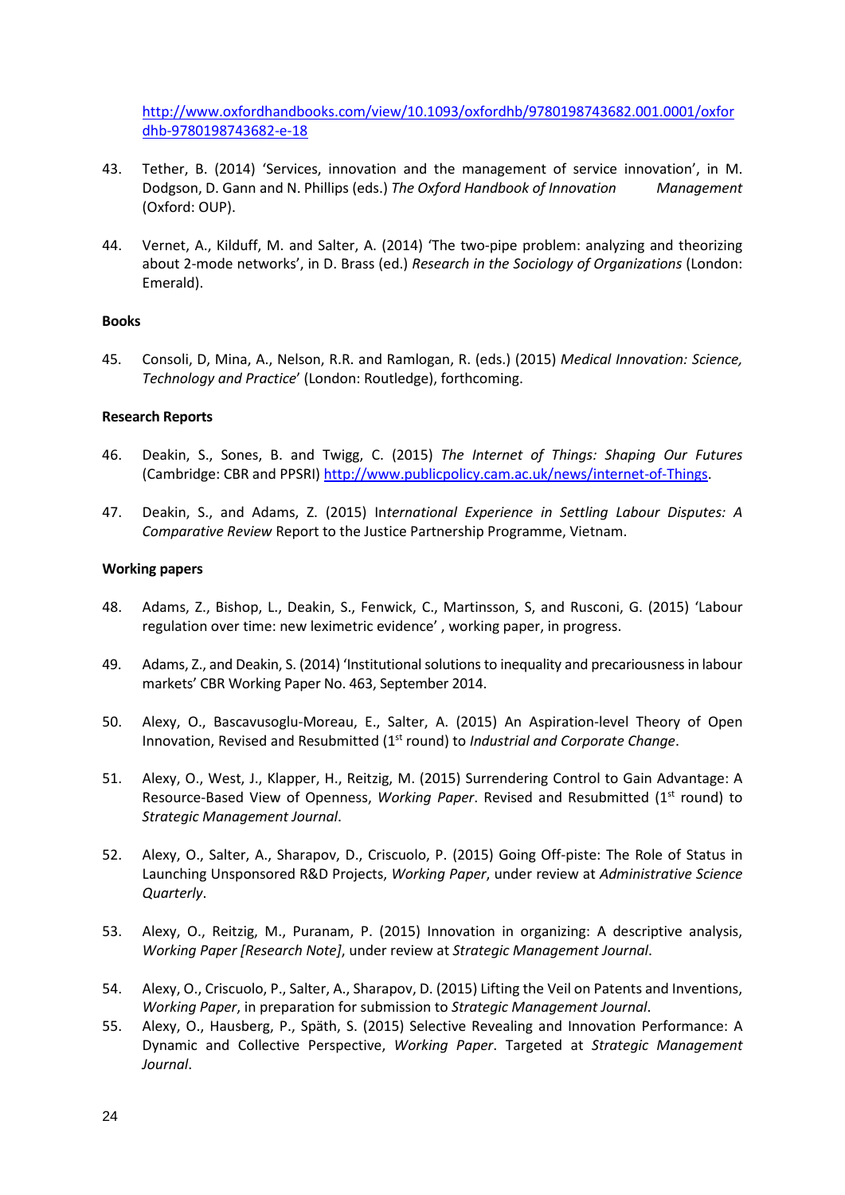http://www.oxfordhandbooks.com/view/10.1093/oxfordhb/9780198743682.001.0001/oxfordhb-9780198743682-e-18

43. Tether, B. (2014) 'Services, innovation and the management of service innovation', in M. Dodgson, D. Gann and N. Phillips (eds.) *The Oxford Handbook of Innovation Management* (Oxford: OUP).

44. Vernet, A., Kilduff, M. and Salter, A. (2014) 'The two-pipe problem: analyzing and theorizing about 2-mode networks', in D. Brass (ed.) *Research in the Sociology of Organizations* (London: Emerald).

**Books**

45. Consoli, D, Mina, A., Nelson, R.R. and Ramlogan, R. (eds.) (2015) *Medical Innovation: Science, Technology and Practice*' (London: Routledge), forthcoming.

**Research Reports**

46. Deakin, S., Sones, B. and Twigg, C. (2015) *The Internet of Things: Shaping Our Futures* (Cambridge: CBR and PPSRI) http://www.publicpolicy.cam.ac.uk/news/internet-of-Things.

47. Deakin, S., and Adams, Z. (2015) I*nternational Experience in Settling Labour Disputes: A Comparative Review* Report to the Justice Partnership Programme, Vietnam.

**Working papers**

48. Adams, Z., Bishop, L., Deakin, S., Fenwick, C., Martinsson, S, and Rusconi, G. (2015) 'Labour regulation over time: new leximetric evidence' , working paper, in progress.

49. Adams, Z., and Deakin, S. (2014) 'Institutional solutions to inequality and precariousness in labour markets' CBR Working Paper No. 463, September 2014.

50. Alexy, O., Bascavusoglu-Moreau, E., Salter, A. (2015) An Aspiration-level Theory of Open Innovation, Revised and Resubmitted (1st round) to *Industrial and Corporate Change*.

51. Alexy, O., West, J., Klapper, H., Reitzig, M. (2015) Surrendering Control to Gain Advantage: A Resource-Based View of Openness, *Working Paper*. Revised and Resubmitted (1st round) to *Strategic Management Journal*.

52. Alexy, O., Salter, A., Sharapov, D., Criscuolo, P. (2015) Going Off-piste: The Role of Status in Launching Unsponsored R&D Projects, *Working Paper*, under review at *Administrative Science Quarterly*.

53. Alexy, O., Reitzig, M., Puranam, P. (2015) Innovation in organizing: A descriptive analysis, *Working Paper [Research Note]*, under review at *Strategic Management Journal*.

54. Alexy, O., Criscuolo, P., Salter, A., Sharapov, D. (2015) Lifting the Veil on Patents and Inventions, *Working Paper*, in preparation for submission to *Strategic Management Journal*.

55. Alexy, O., Hausberg, P., Späth, S. (2015) Selective Revealing and Innovation Performance: A Dynamic and Collective Perspective, *Working Paper*. Targeted at *Strategic Management Journal*.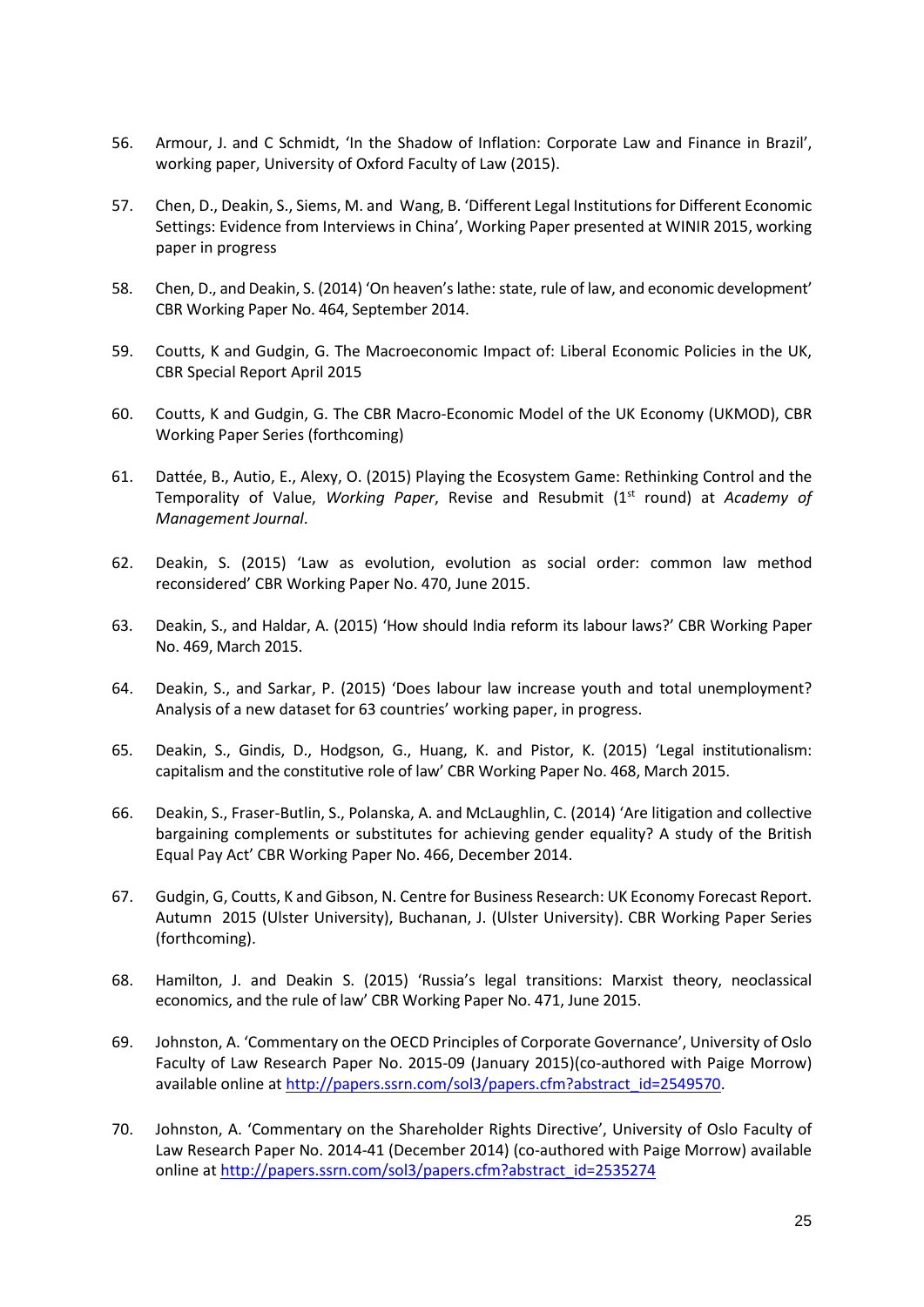56. Armour, J. and C Schmidt, 'In the Shadow of Inflation: Corporate Law and Finance in Brazil', working paper, University of Oxford Faculty of Law (2015).

57. Chen, D., Deakin, S., Siems, M. and Wang, B. 'Different Legal Institutions for Different Economic Settings: Evidence from Interviews in China', Working Paper presented at WINIR 2015, working paper in progress

58. Chen, D., and Deakin, S. (2014) 'On heaven's lathe: state, rule of law, and economic development' CBR Working Paper No. 464, September 2014.

59. Coutts, K and Gudgin, G. The Macroeconomic Impact of: Liberal Economic Policies in the UK, CBR Special Report April 2015

60. Coutts, K and Gudgin, G. The CBR Macro-Economic Model of the UK Economy (UKMOD), CBR Working Paper Series (forthcoming)

61. Dattée, B., Autio, E., Alexy, O. (2015) Playing the Ecosystem Game: Rethinking Control and the Temporality of Value, *Working Paper*, Revise and Resubmit (1st round) at *Academy of Management Journal*.

62. Deakin, S. (2015) 'Law as evolution, evolution as social order: common law method reconsidered' CBR Working Paper No. 470, June 2015.

63. Deakin, S., and Haldar, A. (2015) 'How should India reform its labour laws?' CBR Working Paper No. 469, March 2015.

64. Deakin, S., and Sarkar, P. (2015) 'Does labour law increase youth and total unemployment? Analysis of a new dataset for 63 countries' working paper, in progress.

65. Deakin, S., Gindis, D., Hodgson, G., Huang, K. and Pistor, K. (2015) 'Legal institutionalism: capitalism and the constitutive role of law' CBR Working Paper No. 468, March 2015.

66. Deakin, S., Fraser-Butlin, S., Polanska, A. and McLaughlin, C. (2014) 'Are litigation and collective bargaining complements or substitutes for achieving gender equality? A study of the British Equal Pay Act' CBR Working Paper No. 466, December 2014.

67. Gudgin, G, Coutts, K and Gibson, N. Centre for Business Research: UK Economy Forecast Report. Autumn 2015 (Ulster University), Buchanan, J. (Ulster University). CBR Working Paper Series (forthcoming).

68. Hamilton, J. and Deakin S. (2015) 'Russia's legal transitions: Marxist theory, neoclassical economics, and the rule of law' CBR Working Paper No. 471, June 2015.

69. Johnston, A. 'Commentary on the OECD Principles of Corporate Governance', University of Oslo Faculty of Law Research Paper No. 2015-09 (January 2015)(co-authored with Paige Morrow) available online at http://papers.ssrn.com/sol3/papers.cfm?abstract_id=2549570.

70. Johnston, A. 'Commentary on the Shareholder Rights Directive', University of Oslo Faculty of Law Research Paper No. 2014-41 (December 2014) (co-authored with Paige Morrow) available online at http://papers.ssrn.com/sol3/papers.cfm?abstract_id=2535274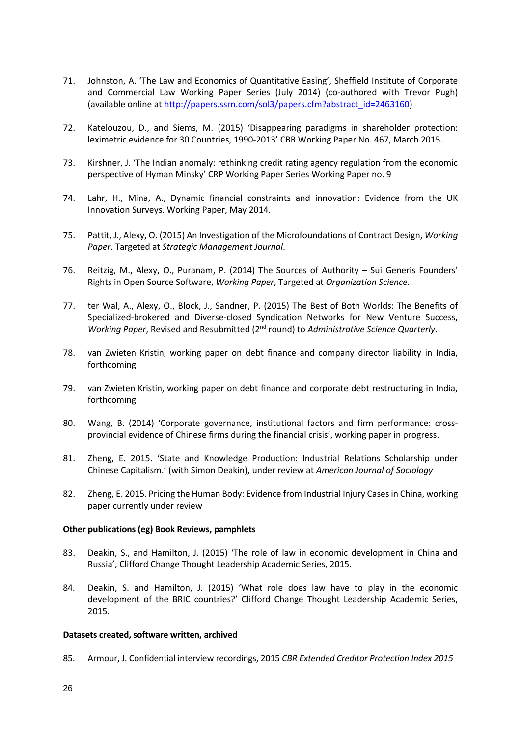71. Johnston, A. 'The Law and Economics of Quantitative Easing', Sheffield Institute of Corporate and Commercial Law Working Paper Series (July 2014) (co-authored with Trevor Pugh) (available online at http://papers.ssrn.com/sol3/papers.cfm?abstract_id=2463160)

72. Katelouzou, D., and Siems, M. (2015) 'Disappearing paradigms in shareholder protection: leximetric evidence for 30 Countries, 1990-2013' CBR Working Paper No. 467, March 2015.

73. Kirshner, J. 'The Indian anomaly: rethinking credit rating agency regulation from the economic perspective of Hyman Minsky' CRP Working Paper Series Working Paper no. 9

74. Lahr, H., Mina, A., Dynamic financial constraints and innovation: Evidence from the UK Innovation Surveys. Working Paper, May 2014.

75. Pattit, J., Alexy, O. (2015) An Investigation of the Microfoundations of Contract Design, *Working Paper*. Targeted at *Strategic Management Journal*.

76. Reitzig, M., Alexy, O., Puranam, P. (2014) The Sources of Authority – Sui Generis Founders' Rights in Open Source Software, *Working Paper*, Targeted at *Organization Science*.

77. ter Wal, A., Alexy, O., Block, J., Sandner, P. (2015) The Best of Both Worlds: The Benefits of Specialized-brokered and Diverse-closed Syndication Networks for New Venture Success, *Working Paper*, Revised and Resubmitted (2nd round) to *Administrative Science Quarterly*.

78. van Zwieten Kristin, working paper on debt finance and company director liability in India, forthcoming

79. van Zwieten Kristin, working paper on debt finance and corporate debt restructuring in India, forthcoming

80. Wang, B. (2014) 'Corporate governance, institutional factors and firm performance: cross-provincial evidence of Chinese firms during the financial crisis', working paper in progress.

81. Zheng, E. 2015. 'State and Knowledge Production: Industrial Relations Scholarship under Chinese Capitalism.' (with Simon Deakin), under review at *American Journal of Sociology*

82. Zheng, E. 2015. Pricing the Human Body: Evidence from Industrial Injury Cases in China, working paper currently under review

**Other publications (eg) Book Reviews, pamphlets**

83. Deakin, S., and Hamilton, J. (2015) 'The role of law in economic development in China and Russia', Clifford Change Thought Leadership Academic Series, 2015.

84. Deakin, S. and Hamilton, J. (2015) 'What role does law have to play in the economic development of the BRIC countries?' Clifford Change Thought Leadership Academic Series, 2015.

**Datasets created, software written, archived**

85. Armour, J. Confidential interview recordings, 2015 *CBR Extended Creditor Protection Index 2015*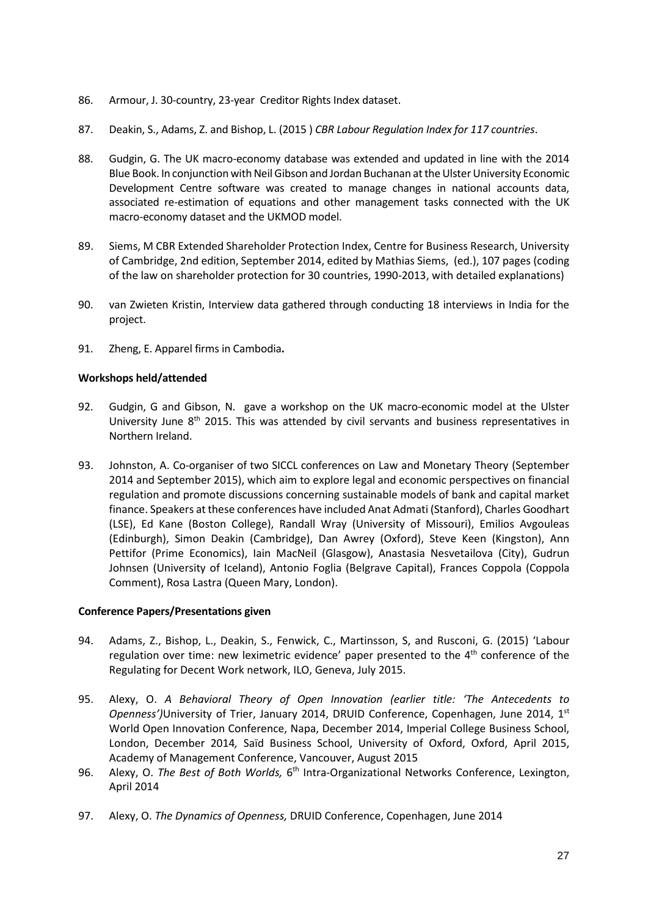86. Armour, J. 30-country, 23-year Creditor Rights Index dataset.

87. Deakin, S., Adams, Z. and Bishop, L. (2015 ) *CBR Labour Regulation Index for 117 countries*.

88. Gudgin, G. The UK macro-economy database was extended and updated in line with the 2014 Blue Book. In conjunction with Neil Gibson and Jordan Buchanan at the Ulster University Economic Development Centre software was created to manage changes in national accounts data, associated re-estimation of equations and other management tasks connected with the UK macro-economy dataset and the UKMOD model.

89. Siems, M CBR Extended Shareholder Protection Index, Centre for Business Research, University of Cambridge, 2nd edition, September 2014, edited by Mathias Siems, (ed.), 107 pages (coding of the law on shareholder protection for 30 countries, 1990-2013, with detailed explanations)

90. van Zwieten Kristin, Interview data gathered through conducting 18 interviews in India for the project.

91. Zheng, E. Apparel firms in Cambodia**.**

**Workshops held/attended**

92. Gudgin, G and Gibson, N. gave a workshop on the UK macro-economic model at the Ulster University June 8th 2015. This was attended by civil servants and business representatives in Northern Ireland.

93. Johnston, A. Co-organiser of two SICCL conferences on Law and Monetary Theory (September 2014 and September 2015), which aim to explore legal and economic perspectives on financial regulation and promote discussions concerning sustainable models of bank and capital market finance. Speakers at these conferences have included Anat Admati (Stanford), Charles Goodhart (LSE), Ed Kane (Boston College), Randall Wray (University of Missouri), Emilios Avgouleas (Edinburgh), Simon Deakin (Cambridge), Dan Awrey (Oxford), Steve Keen (Kingston), Ann Pettifor (Prime Economics), Iain MacNeil (Glasgow), Anastasia Nesvetailova (City), Gudrun Johnsen (University of Iceland), Antonio Foglia (Belgrave Capital), Frances Coppola (Coppola Comment), Rosa Lastra (Queen Mary, London).

**Conference Papers/Presentations given**

94. Adams, Z., Bishop, L., Deakin, S., Fenwick, C., Martinsson, S, and Rusconi, G. (2015) 'Labour regulation over time: new leximetric evidence' paper presented to the 4th conference of the Regulating for Decent Work network, ILO, Geneva, July 2015.

95. Alexy, O. *A Behavioral Theory of Open Innovation (earlier title: 'The Antecedents to Openness')*University of Trier, January 2014, DRUID Conference, Copenhagen, June 2014, 1st World Open Innovation Conference, Napa, December 2014, Imperial College Business School, London, December 2014*,* Saïd Business School, University of Oxford, Oxford, April 2015, Academy of Management Conference, Vancouver, August 2015

96. Alexy, O. *The Best of Both Worlds,* 6th Intra-Organizational Networks Conference, Lexington, April 2014

97. Alexy, O. *The Dynamics of Openness,* DRUID Conference, Copenhagen, June 2014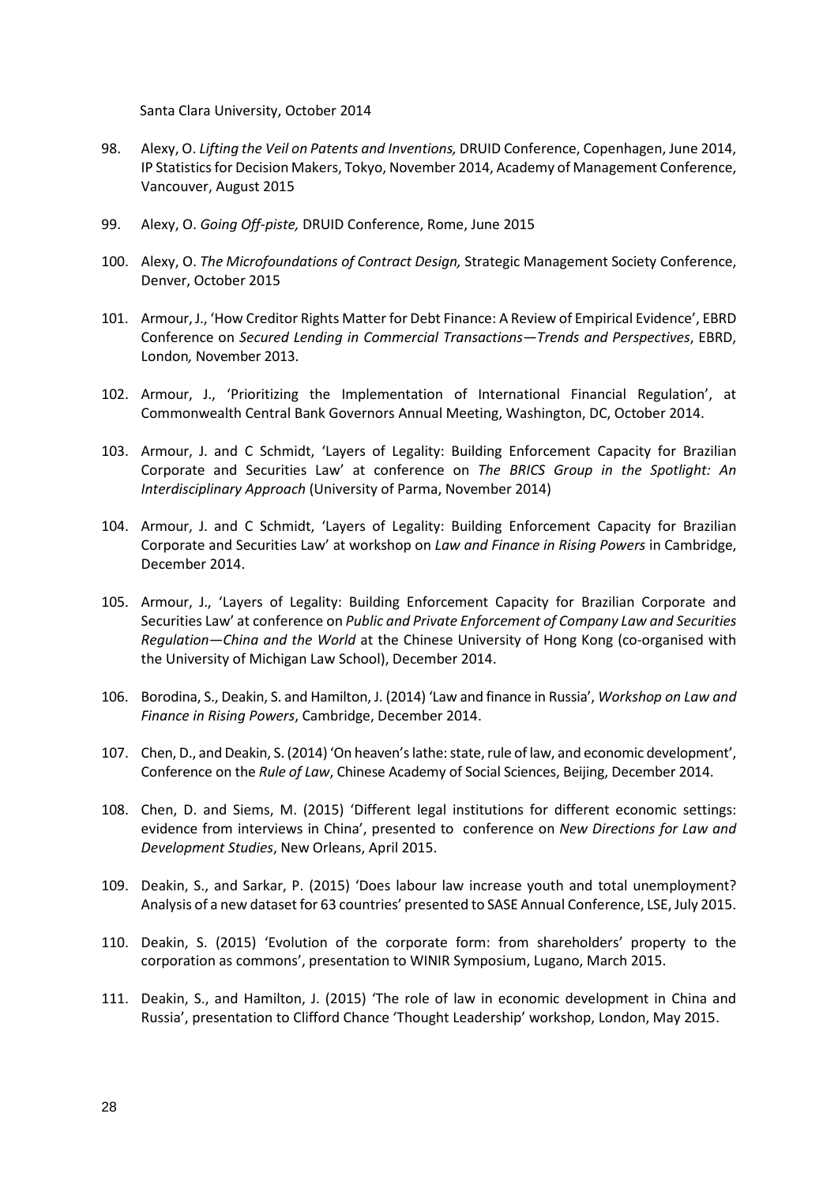Santa Clara University, October 2014

98. Alexy, O. *Lifting the Veil on Patents and Inventions,* DRUID Conference, Copenhagen, June 2014, IP Statistics for Decision Makers, Tokyo, November 2014, Academy of Management Conference, Vancouver, August 2015

99. Alexy, O. *Going Off-piste,* DRUID Conference, Rome, June 2015

100. Alexy, O. *The Microfoundations of Contract Design,* Strategic Management Society Conference, Denver, October 2015

101. Armour, J., 'How Creditor Rights Matter for Debt Finance: A Review of Empirical Evidence', EBRD Conference on *Secured Lending in Commercial Transactions—Trends and Perspectives*, EBRD, London*,* November 2013.

102. Armour, J., 'Prioritizing the Implementation of International Financial Regulation', at Commonwealth Central Bank Governors Annual Meeting, Washington, DC, October 2014.

103. Armour, J. and C Schmidt, 'Layers of Legality: Building Enforcement Capacity for Brazilian Corporate and Securities Law' at conference on *The BRICS Group in the Spotlight: An Interdisciplinary Approach* (University of Parma, November 2014)

104. Armour, J. and C Schmidt, 'Layers of Legality: Building Enforcement Capacity for Brazilian Corporate and Securities Law' at workshop on *Law and Finance in Rising Powers* in Cambridge, December 2014.

105. Armour, J., 'Layers of Legality: Building Enforcement Capacity for Brazilian Corporate and Securities Law' at conference on *Public and Private Enforcement of Company Law and Securities Regulation—China and the World* at the Chinese University of Hong Kong (co-organised with the University of Michigan Law School), December 2014.

106. Borodina, S., Deakin, S. and Hamilton, J. (2014) 'Law and finance in Russia', *Workshop on Law and Finance in Rising Powers*, Cambridge, December 2014.

107. Chen, D., and Deakin, S. (2014) 'On heaven's lathe: state, rule of law, and economic development', Conference on the *Rule of Law*, Chinese Academy of Social Sciences, Beijing, December 2014.

108. Chen, D. and Siems, M. (2015) 'Different legal institutions for different economic settings: evidence from interviews in China', presented to conference on *New Directions for Law and Development Studies*, New Orleans, April 2015.

109. Deakin, S., and Sarkar, P. (2015) 'Does labour law increase youth and total unemployment? Analysis of a new dataset for 63 countries' presented to SASE Annual Conference, LSE, July 2015.

110. Deakin, S. (2015) 'Evolution of the corporate form: from shareholders' property to the corporation as commons', presentation to WINIR Symposium, Lugano, March 2015.

111. Deakin, S., and Hamilton, J. (2015) 'The role of law in economic development in China and Russia', presentation to Clifford Chance 'Thought Leadership' workshop, London, May 2015.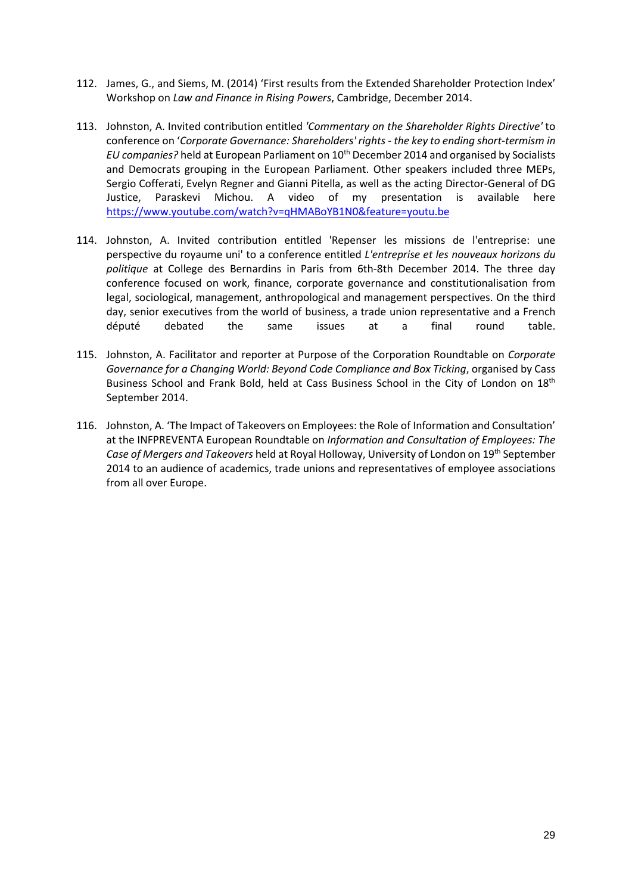112. James, G., and Siems, M. (2014) 'First results from the Extended Shareholder Protection Index' Workshop on *Law and Finance in Rising Powers*, Cambridge, December 2014.

113. Johnston, A. Invited contribution entitled *'Commentary on the Shareholder Rights Directive'* to conference on '*Corporate Governance: Shareholders' rights - the key to ending short-termism in EU companies?* held at European Parliament on 10th December 2014 and organised by Socialists and Democrats grouping in the European Parliament. Other speakers included three MEPs, Sergio Cofferati, Evelyn Regner and Gianni Pitella, as well as the acting Director-General of DG Justice, Paraskevi Michou. A video of my presentation is available here https://www.youtube.com/watch?v=qHMABoYB1N0&feature=youtu.be

114. Johnston, A. Invited contribution entitled 'Repenser les missions de l'entreprise: une perspective du royaume uni' to a conference entitled *L'entreprise et les nouveaux horizons du politique* at College des Bernardins in Paris from 6th-8th December 2014. The three day conference focused on work, finance, corporate governance and constitutionalisation from legal, sociological, management, anthropological and management perspectives. On the third day, senior executives from the world of business, a trade union representative and a French député debated the same issues at a final round table.

115. Johnston, A. Facilitator and reporter at Purpose of the Corporation Roundtable on *Corporate Governance for a Changing World: Beyond Code Compliance and Box Ticking*, organised by Cass Business School and Frank Bold, held at Cass Business School in the City of London on 18th September 2014.

116. Johnston, A. 'The Impact of Takeovers on Employees: the Role of Information and Consultation' at the INFPREVENTA European Roundtable on *Information and Consultation of Employees: The Case of Mergers and Takeovers* held at Royal Holloway, University of London on 19th September 2014 to an audience of academics, trade unions and representatives of employee associations from all over Europe.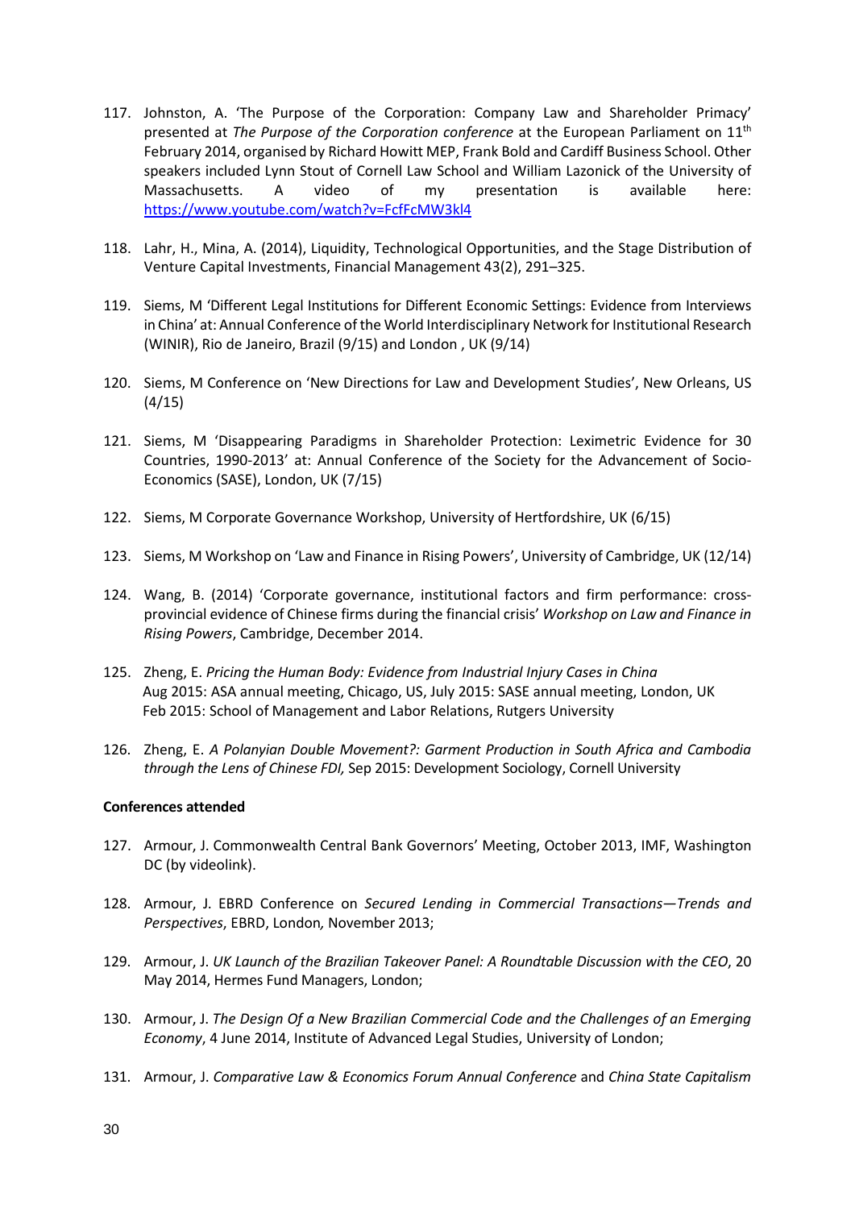117. Johnston, A. 'The Purpose of the Corporation: Company Law and Shareholder Primacy' presented at *The Purpose of the Corporation conference* at the European Parliament on 11th February 2014, organised by Richard Howitt MEP, Frank Bold and Cardiff Business School. Other speakers included Lynn Stout of Cornell Law School and William Lazonick of the University of Massachusetts. A video of my presentation is available here: https://www.youtube.com/watch?v=FcfFcMW3kl4

118. Lahr, H., Mina, A. (2014), Liquidity, Technological Opportunities, and the Stage Distribution of Venture Capital Investments, Financial Management 43(2), 291–325.

119. Siems, M 'Different Legal Institutions for Different Economic Settings: Evidence from Interviews in China' at: Annual Conference of the World Interdisciplinary Network for Institutional Research (WINIR), Rio de Janeiro, Brazil (9/15) and London , UK (9/14)

120. Siems, M Conference on 'New Directions for Law and Development Studies', New Orleans, US (4/15)

121. Siems, M 'Disappearing Paradigms in Shareholder Protection: Leximetric Evidence for 30 Countries, 1990-2013' at: Annual Conference of the Society for the Advancement of Socio-Economics (SASE), London, UK (7/15)

122. Siems, M Corporate Governance Workshop, University of Hertfordshire, UK (6/15)

123. Siems, M Workshop on 'Law and Finance in Rising Powers', University of Cambridge, UK (12/14)

124. Wang, B. (2014) 'Corporate governance, institutional factors and firm performance: cross-provincial evidence of Chinese firms during the financial crisis' *Workshop on Law and Finance in Rising Powers*, Cambridge, December 2014.

125. Zheng, E. *Pricing the Human Body: Evidence from Industrial Injury Cases in China*
Aug 2015: ASA annual meeting, Chicago, US, July 2015: SASE annual meeting, London, UK
Feb 2015: School of Management and Labor Relations, Rutgers University

126. Zheng, E. *A Polanyian Double Movement?: Garment Production in South Africa and Cambodia through the Lens of Chinese FDI,* Sep 2015: Development Sociology, Cornell University

**Conferences attended**

127. Armour, J. Commonwealth Central Bank Governors' Meeting, October 2013, IMF, Washington DC (by videolink).

128. Armour, J. EBRD Conference on *Secured Lending in Commercial Transactions—Trends and Perspectives*, EBRD, London*,* November 2013;

129. Armour, J. *UK Launch of the Brazilian Takeover Panel: A Roundtable Discussion with the CEO*, 20 May 2014, Hermes Fund Managers, London;

130. Armour, J. *The Design Of a New Brazilian Commercial Code and the Challenges of an Emerging Economy*, 4 June 2014, Institute of Advanced Legal Studies, University of London;

131. Armour, J. *Comparative Law & Economics Forum Annual Conference* and *China State Capitalism*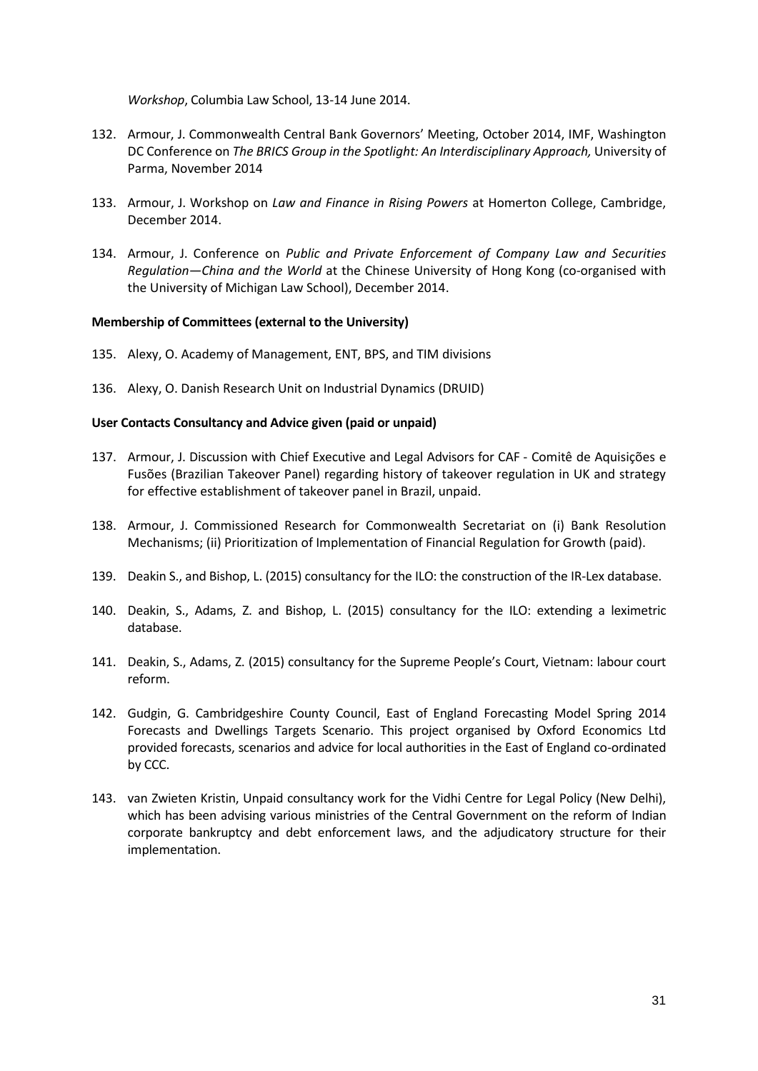*Workshop*, Columbia Law School, 13-14 June 2014.

132. Armour, J. Commonwealth Central Bank Governors' Meeting, October 2014, IMF, Washington DC Conference on *The BRICS Group in the Spotlight: An Interdisciplinary Approach,* University of Parma, November 2014

133. Armour, J. Workshop on *Law and Finance in Rising Powers* at Homerton College, Cambridge, December 2014.

134. Armour, J. Conference on *Public and Private Enforcement of Company Law and Securities Regulation—China and the World* at the Chinese University of Hong Kong (co-organised with the University of Michigan Law School), December 2014.

**Membership of Committees (external to the University)**

135. Alexy, O. Academy of Management, ENT, BPS, and TIM divisions

136. Alexy, O. Danish Research Unit on Industrial Dynamics (DRUID)

**User Contacts Consultancy and Advice given (paid or unpaid)**

137. Armour, J. Discussion with Chief Executive and Legal Advisors for CAF - Comitê de Aquisições e Fusões (Brazilian Takeover Panel) regarding history of takeover regulation in UK and strategy for effective establishment of takeover panel in Brazil, unpaid.

138. Armour, J. Commissioned Research for Commonwealth Secretariat on (i) Bank Resolution Mechanisms; (ii) Prioritization of Implementation of Financial Regulation for Growth (paid).

139. Deakin S., and Bishop, L. (2015) consultancy for the ILO: the construction of the IR-Lex database.

140. Deakin, S., Adams, Z. and Bishop, L. (2015) consultancy for the ILO: extending a leximetric database.

141. Deakin, S., Adams, Z. (2015) consultancy for the Supreme People's Court, Vietnam: labour court reform.

142. Gudgin, G. Cambridgeshire County Council, East of England Forecasting Model Spring 2014 Forecasts and Dwellings Targets Scenario. This project organised by Oxford Economics Ltd provided forecasts, scenarios and advice for local authorities in the East of England co-ordinated by CCC.

143. van Zwieten Kristin, Unpaid consultancy work for the Vidhi Centre for Legal Policy (New Delhi), which has been advising various ministries of the Central Government on the reform of Indian corporate bankruptcy and debt enforcement laws, and the adjudicatory structure for their implementation.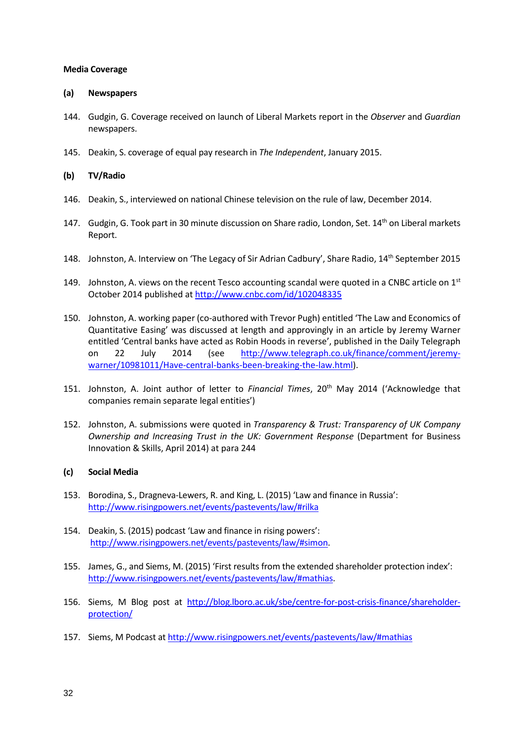**Media Coverage**

**(a) Newspapers**

144. Gudgin, G. Coverage received on launch of Liberal Markets report in the *Observer* and *Guardian* newspapers.

145. Deakin, S. coverage of equal pay research in *The Independent*, January 2015.

**(b) TV/Radio**

146. Deakin, S., interviewed on national Chinese television on the rule of law, December 2014.

147. Gudgin, G. Took part in 30 minute discussion on Share radio, London, Set. 14th on Liberal markets Report.

148. Johnston, A. Interview on 'The Legacy of Sir Adrian Cadbury', Share Radio, 14th September 2015

149. Johnston, A. views on the recent Tesco accounting scandal were quoted in a CNBC article on 1st October 2014 published at http://www.cnbc.com/id/102048335

150. Johnston, A. working paper (co-authored with Trevor Pugh) entitled 'The Law and Economics of Quantitative Easing' was discussed at length and approvingly in an article by Jeremy Warner entitled 'Central banks have acted as Robin Hoods in reverse', published in the Daily Telegraph on 22 July 2014 (see http://www.telegraph.co.uk/finance/comment/jeremy-warner/10981011/Have-central-banks-been-breaking-the-law.html).

151. Johnston, A. Joint author of letter to *Financial Times*, 20th May 2014 ('Acknowledge that companies remain separate legal entities')

152. Johnston, A. submissions were quoted in *Transparency & Trust: Transparency of UK Company Ownership and Increasing Trust in the UK: Government Response* (Department for Business Innovation & Skills, April 2014) at para 244

**(c) Social Media**

153. Borodina, S., Dragneva-Lewers, R. and King, L. (2015) 'Law and finance in Russia': http://www.risingpowers.net/events/pastevents/law/#rilka

154. Deakin, S. (2015) podcast 'Law and finance in rising powers': http://www.risingpowers.net/events/pastevents/law/#simon.

155. James, G., and Siems, M. (2015) 'First results from the extended shareholder protection index': http://www.risingpowers.net/events/pastevents/law/#mathias.

156. Siems, M Blog post at http://blog.lboro.ac.uk/sbe/centre-for-post-crisis-finance/shareholder-protection/

157. Siems, M Podcast at http://www.risingpowers.net/events/pastevents/law/#mathias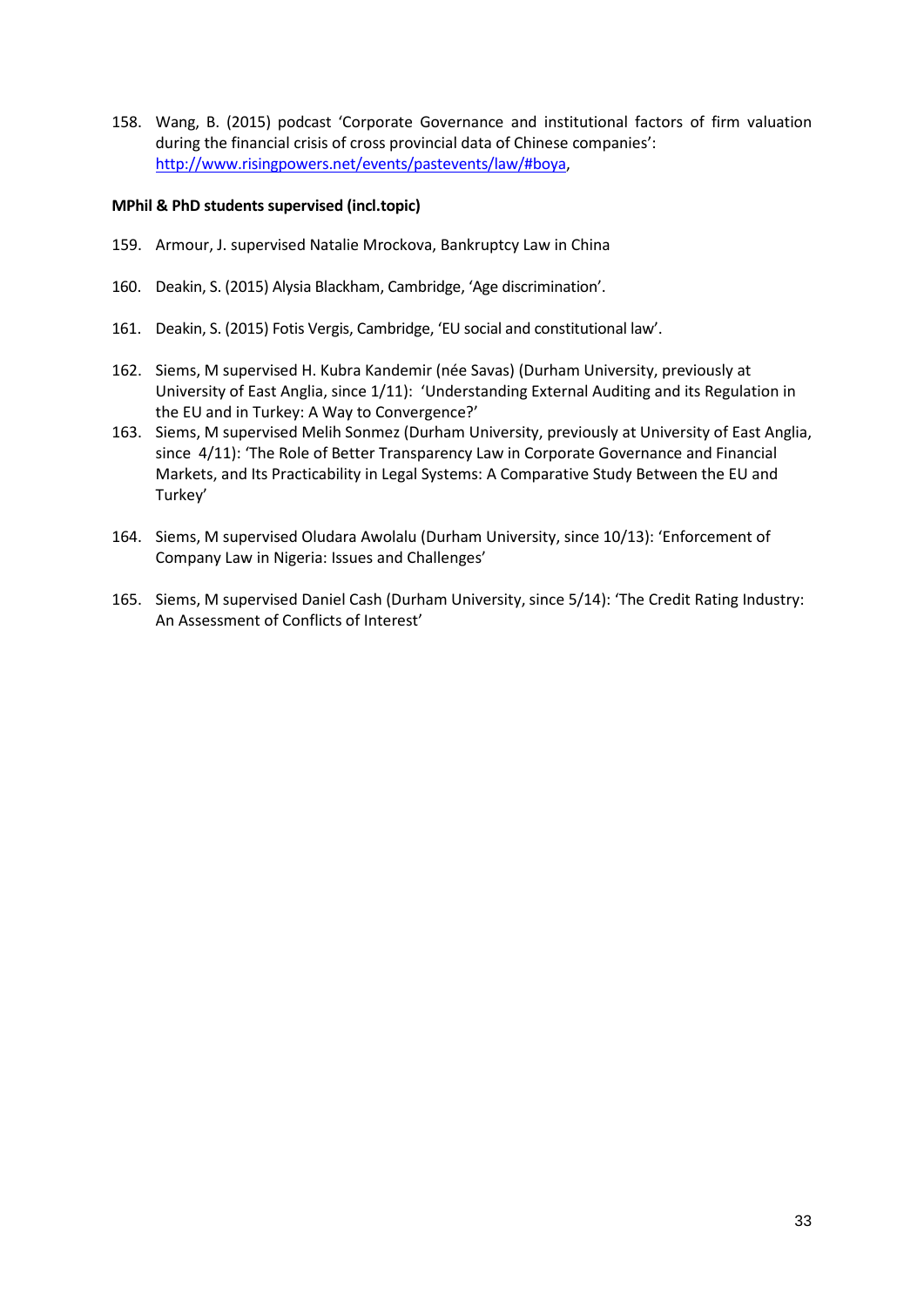158. Wang, B. (2015) podcast 'Corporate Governance and institutional factors of firm valuation during the financial crisis of cross provincial data of Chinese companies': [http://www.risingpowers.net/events/pastevents/law/#boya](http://www.risingpowers.net/events/pastevents/law/#boya),

**MPhil & PhD students supervised (incl.topic)**

159. Armour, J. supervised Natalie Mrockova, Bankruptcy Law in China

160. Deakin, S. (2015) Alysia Blackham, Cambridge, 'Age discrimination'.

161. Deakin, S. (2015) Fotis Vergis, Cambridge, 'EU social and constitutional law'.

162. Siems, M supervised H. Kubra Kandemir (née Savas) (Durham University, previously at University of East Anglia, since 1/11): 'Understanding External Auditing and its Regulation in the EU and in Turkey: A Way to Convergence?'
163. Siems, M supervised Melih Sonmez (Durham University, previously at University of East Anglia, since 4/11): 'The Role of Better Transparency Law in Corporate Governance and Financial Markets, and Its Practicability in Legal Systems: A Comparative Study Between the EU and Turkey'

164. Siems, M supervised Oludara Awolalu (Durham University, since 10/13): 'Enforcement of Company Law in Nigeria: Issues and Challenges'

165. Siems, M supervised Daniel Cash (Durham University, since 5/14): 'The Credit Rating Industry: An Assessment of Conflicts of Interest'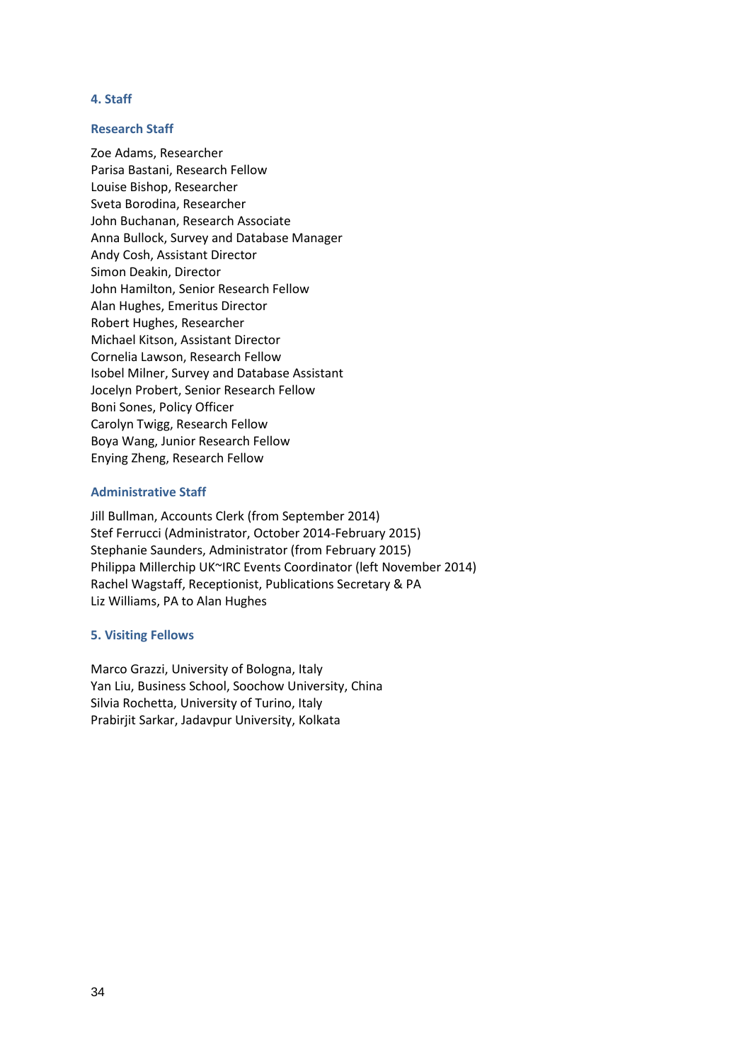## 4. Staff

### Research Staff

Zoe Adams, Researcher
Parisa Bastani, Research Fellow
Louise Bishop, Researcher
Sveta Borodina, Researcher
John Buchanan, Research Associate
Anna Bullock, Survey and Database Manager
Andy Cosh, Assistant Director
Simon Deakin, Director
John Hamilton, Senior Research Fellow
Alan Hughes, Emeritus Director
Robert Hughes, Researcher
Michael Kitson, Assistant Director
Cornelia Lawson, Research Fellow
Isobel Milner, Survey and Database Assistant
Jocelyn Probert, Senior Research Fellow
Boni Sones, Policy Officer
Carolyn Twigg, Research Fellow
Boya Wang, Junior Research Fellow
Enying Zheng, Research Fellow

### Administrative Staff

Jill Bullman, Accounts Clerk (from September 2014)
Stef Ferrucci (Administrator, October 2014-February 2015)
Stephanie Saunders, Administrator (from February 2015)
Philippa Millerchip UK~IRC Events Coordinator (left November 2014)
Rachel Wagstaff, Receptionist, Publications Secretary & PA
Liz Williams, PA to Alan Hughes

## 5. Visiting Fellows

Marco Grazzi, University of Bologna, Italy
Yan Liu, Business School, Soochow University, China
Silvia Rochetta, University of Turino, Italy
Prabirjit Sarkar, Jadavpur University, Kolkata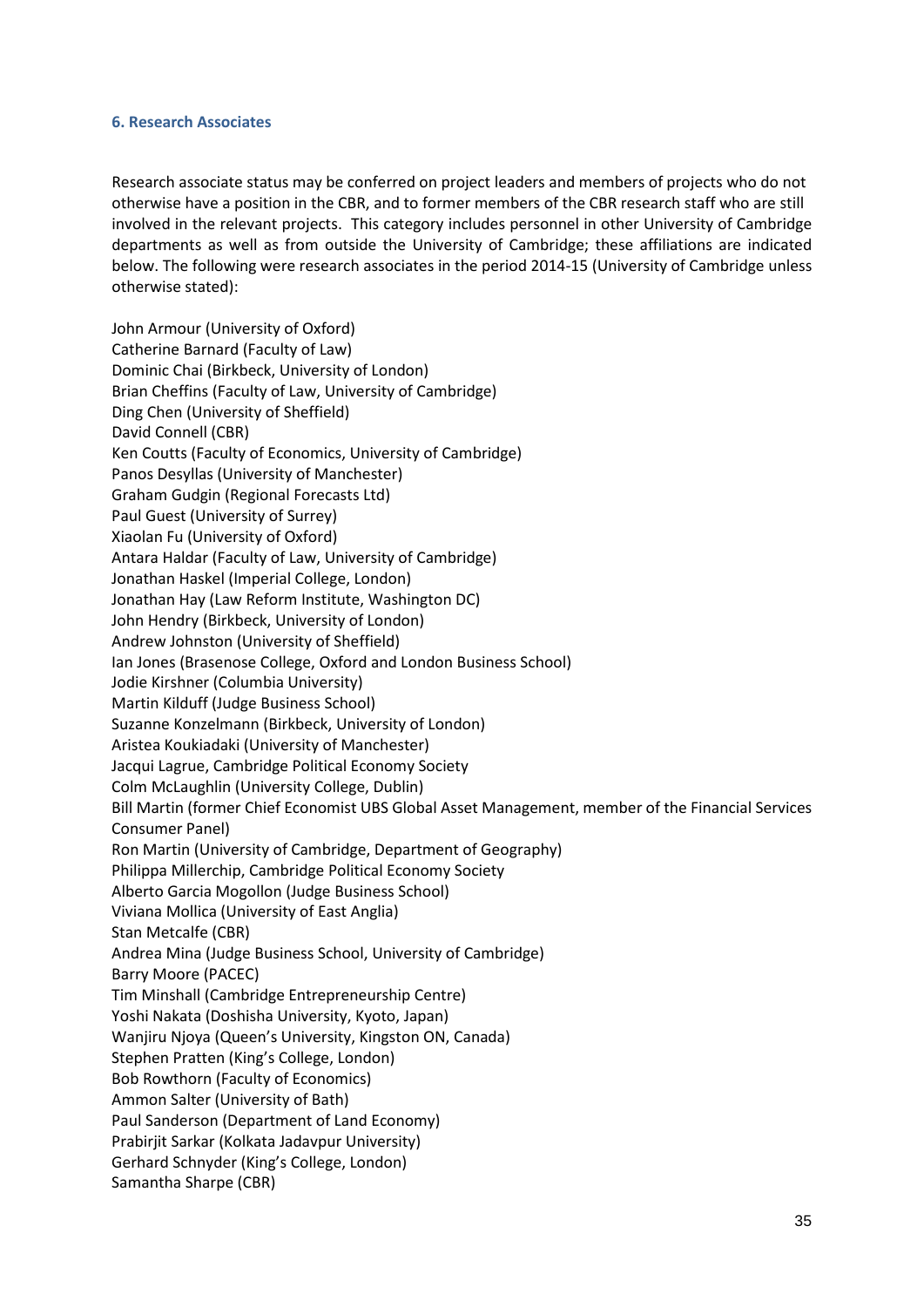### 6. Research Associates

Research associate status may be conferred on project leaders and members of projects who do not otherwise have a position in the CBR, and to former members of the CBR research staff who are still involved in the relevant projects. This category includes personnel in other University of Cambridge departments as well as from outside the University of Cambridge; these affiliations are indicated below. The following were research associates in the period 2014-15 (University of Cambridge unless otherwise stated):

John Armour (University of Oxford)
Catherine Barnard (Faculty of Law)
Dominic Chai (Birkbeck, University of London)
Brian Cheffins (Faculty of Law, University of Cambridge)
Ding Chen (University of Sheffield)
David Connell (CBR)
Ken Coutts (Faculty of Economics, University of Cambridge)
Panos Desyllas (University of Manchester)
Graham Gudgin (Regional Forecasts Ltd)
Paul Guest (University of Surrey)
Xiaolan Fu (University of Oxford)
Antara Haldar (Faculty of Law, University of Cambridge)
Jonathan Haskel (Imperial College, London)
Jonathan Hay (Law Reform Institute, Washington DC)
John Hendry (Birkbeck, University of London)
Andrew Johnston (University of Sheffield)
Ian Jones (Brasenose College, Oxford and London Business School)
Jodie Kirshner (Columbia University)
Martin Kilduff (Judge Business School)
Suzanne Konzelmann (Birkbeck, University of London)
Aristea Koukiadaki (University of Manchester)
Jacqui Lagrue, Cambridge Political Economy Society
Colm McLaughlin (University College, Dublin)
Bill Martin (former Chief Economist UBS Global Asset Management, member of the Financial Services Consumer Panel)
Ron Martin (University of Cambridge, Department of Geography)
Philippa Millerchip, Cambridge Political Economy Society
Alberto Garcia Mogollon (Judge Business School)
Viviana Mollica (University of East Anglia)
Stan Metcalfe (CBR)
Andrea Mina (Judge Business School, University of Cambridge)
Barry Moore (PACEC)
Tim Minshall (Cambridge Entrepreneurship Centre)
Yoshi Nakata (Doshisha University, Kyoto, Japan)
Wanjiru Njoya (Queen's University, Kingston ON, Canada)
Stephen Pratten (King's College, London)
Bob Rowthorn (Faculty of Economics)
Ammon Salter (University of Bath)
Paul Sanderson (Department of Land Economy)
Prabirjit Sarkar (Kolkata Jadavpur University)
Gerhard Schnyder (King's College, London)
Samantha Sharpe (CBR)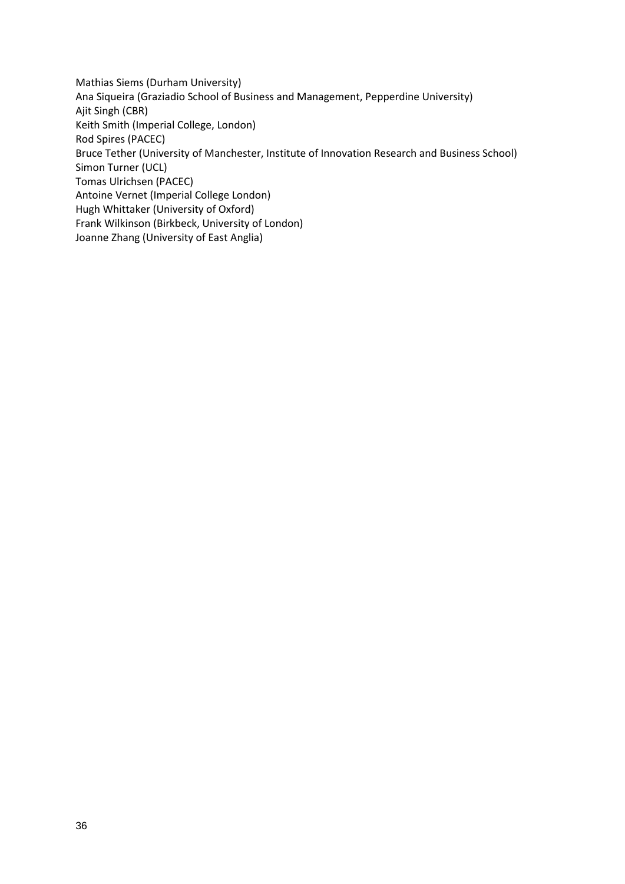Mathias Siems (Durham University)
Ana Siqueira (Graziadio School of Business and Management, Pepperdine University)
Ajit Singh (CBR)
Keith Smith (Imperial College, London)
Rod Spires (PACEC)
Bruce Tether (University of Manchester, Institute of Innovation Research and Business School)
Simon Turner (UCL)
Tomas Ulrichsen (PACEC)
Antoine Vernet (Imperial College London)
Hugh Whittaker (University of Oxford)
Frank Wilkinson (Birkbeck, University of London)
Joanne Zhang (University of East Anglia)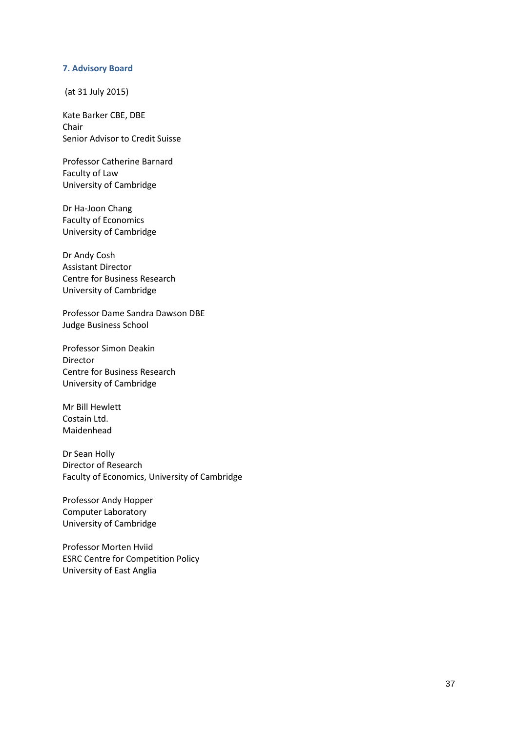## 7. Advisory Board

(at 31 July 2015)

Kate Barker CBE, DBE  
Chair  
Senior Advisor to Credit Suisse

Professor Catherine Barnard  
Faculty of Law  
University of Cambridge

Dr Ha-Joon Chang  
Faculty of Economics  
University of Cambridge

Dr Andy Cosh  
Assistant Director  
Centre for Business Research  
University of Cambridge

Professor Dame Sandra Dawson DBE  
Judge Business School

Professor Simon Deakin  
Director  
Centre for Business Research  
University of Cambridge

Mr Bill Hewlett  
Costain Ltd.  
Maidenhead

Dr Sean Holly  
Director of Research  
Faculty of Economics, University of Cambridge

Professor Andy Hopper  
Computer Laboratory  
University of Cambridge

Professor Morten Hviid  
ESRC Centre for Competition Policy  
University of East Anglia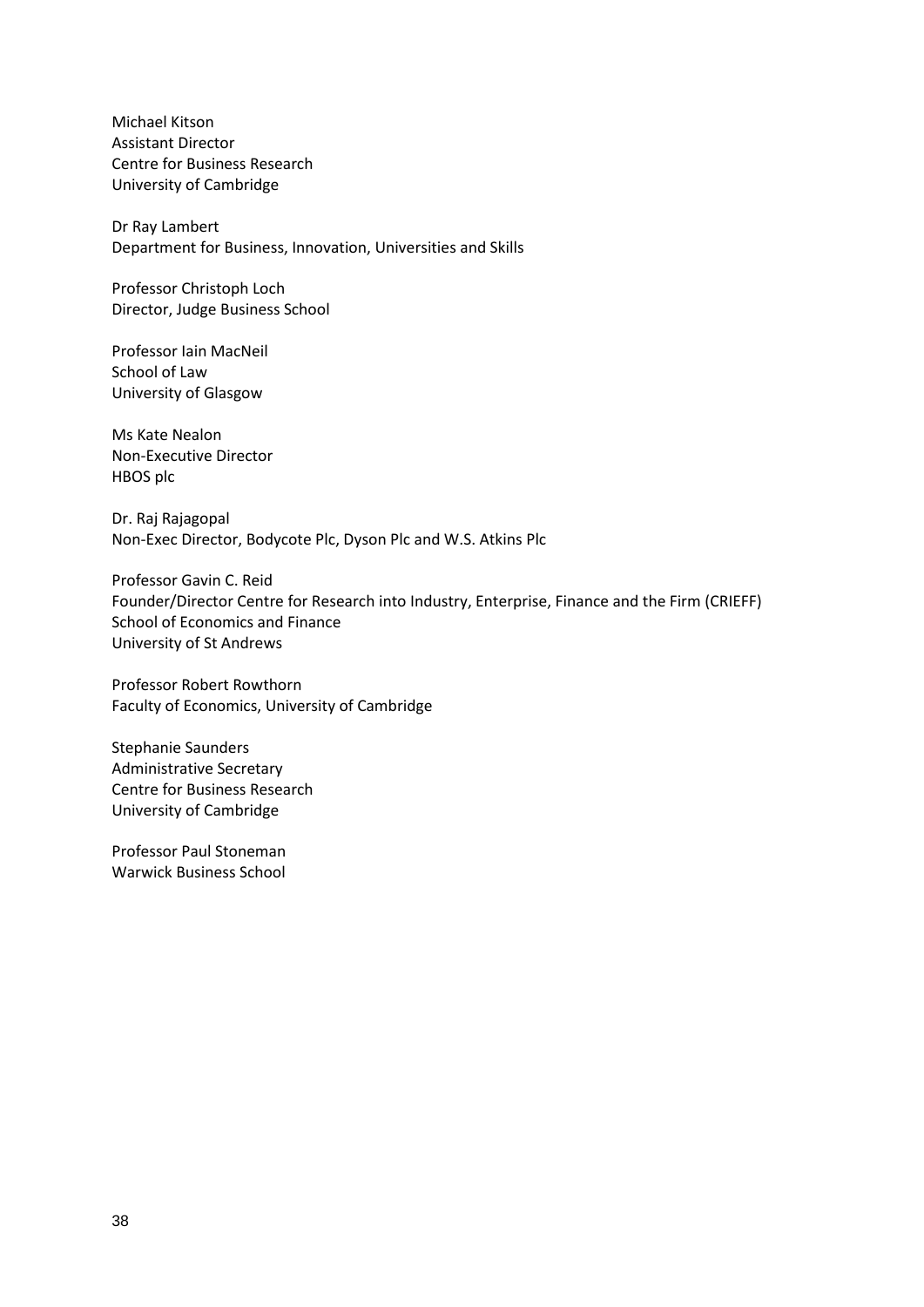Michael Kitson
Assistant Director
Centre for Business Research
University of Cambridge

Dr Ray Lambert
Department for Business, Innovation, Universities and Skills

Professor Christoph Loch
Director, Judge Business School

Professor Iain MacNeil
School of Law
University of Glasgow

Ms Kate Nealon
Non-Executive Director
HBOS plc

Dr. Raj Rajagopal
Non-Exec Director, Bodycote Plc, Dyson Plc and W.S. Atkins Plc

Professor Gavin C. Reid
Founder/Director Centre for Research into Industry, Enterprise, Finance and the Firm (CRIEFF)
School of Economics and Finance
University of St Andrews

Professor Robert Rowthorn
Faculty of Economics, University of Cambridge

Stephanie Saunders
Administrative Secretary
Centre for Business Research
University of Cambridge

Professor Paul Stoneman
Warwick Business School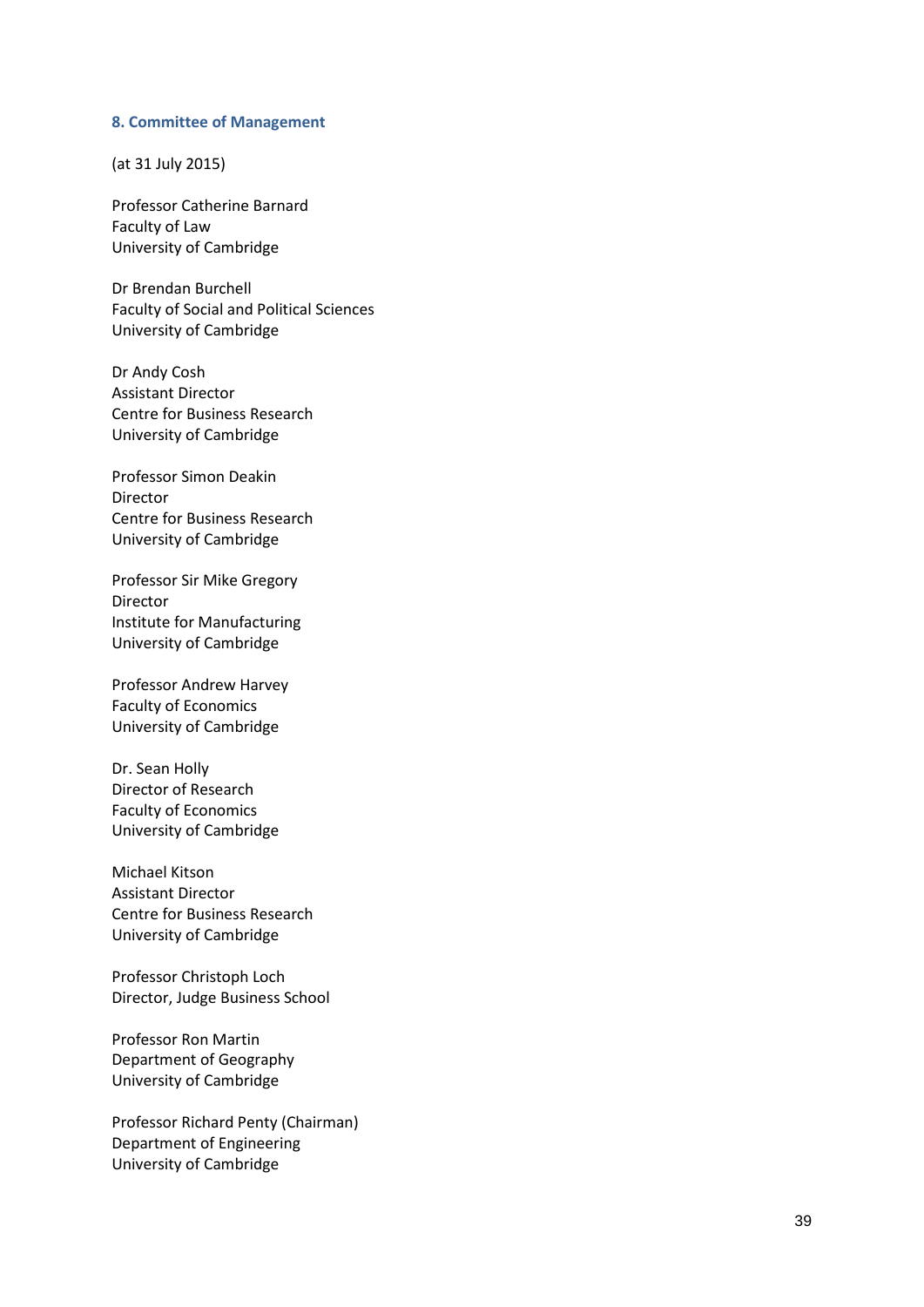## 8. Committee of Management

(at 31 July 2015)

Professor Catherine Barnard
Faculty of Law
University of Cambridge

Dr Brendan Burchell
Faculty of Social and Political Sciences
University of Cambridge

Dr Andy Cosh
Assistant Director
Centre for Business Research
University of Cambridge

Professor Simon Deakin
Director
Centre for Business Research
University of Cambridge

Professor Sir Mike Gregory
Director
Institute for Manufacturing
University of Cambridge

Professor Andrew Harvey
Faculty of Economics
University of Cambridge

Dr. Sean Holly
Director of Research
Faculty of Economics
University of Cambridge

Michael Kitson
Assistant Director
Centre for Business Research
University of Cambridge

Professor Christoph Loch
Director, Judge Business School

Professor Ron Martin
Department of Geography
University of Cambridge

Professor Richard Penty (Chairman)
Department of Engineering
University of Cambridge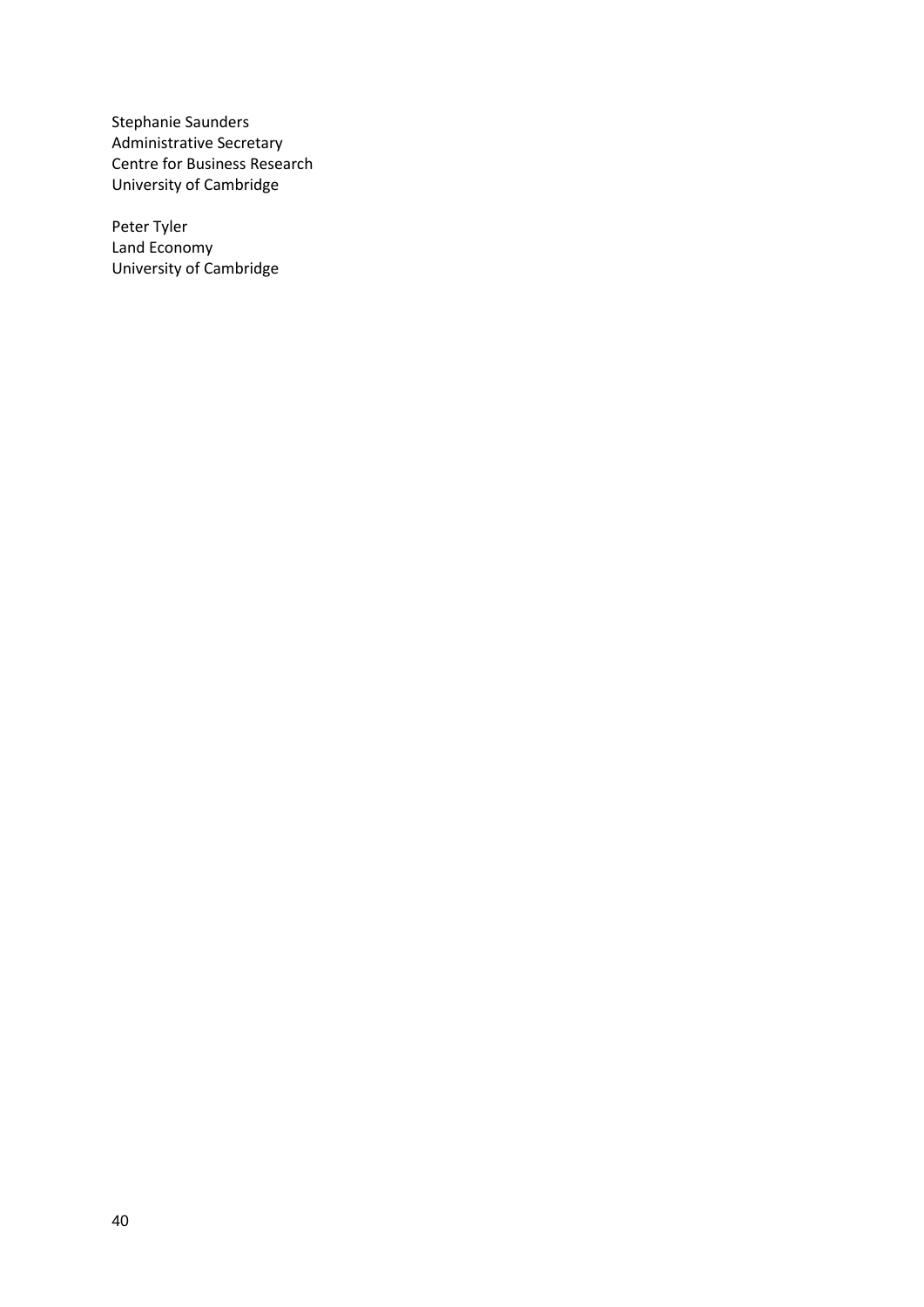Stephanie Saunders  
Administrative Secretary  
Centre for Business Research  
University of Cambridge

Peter Tyler  
Land Economy  
University of Cambridge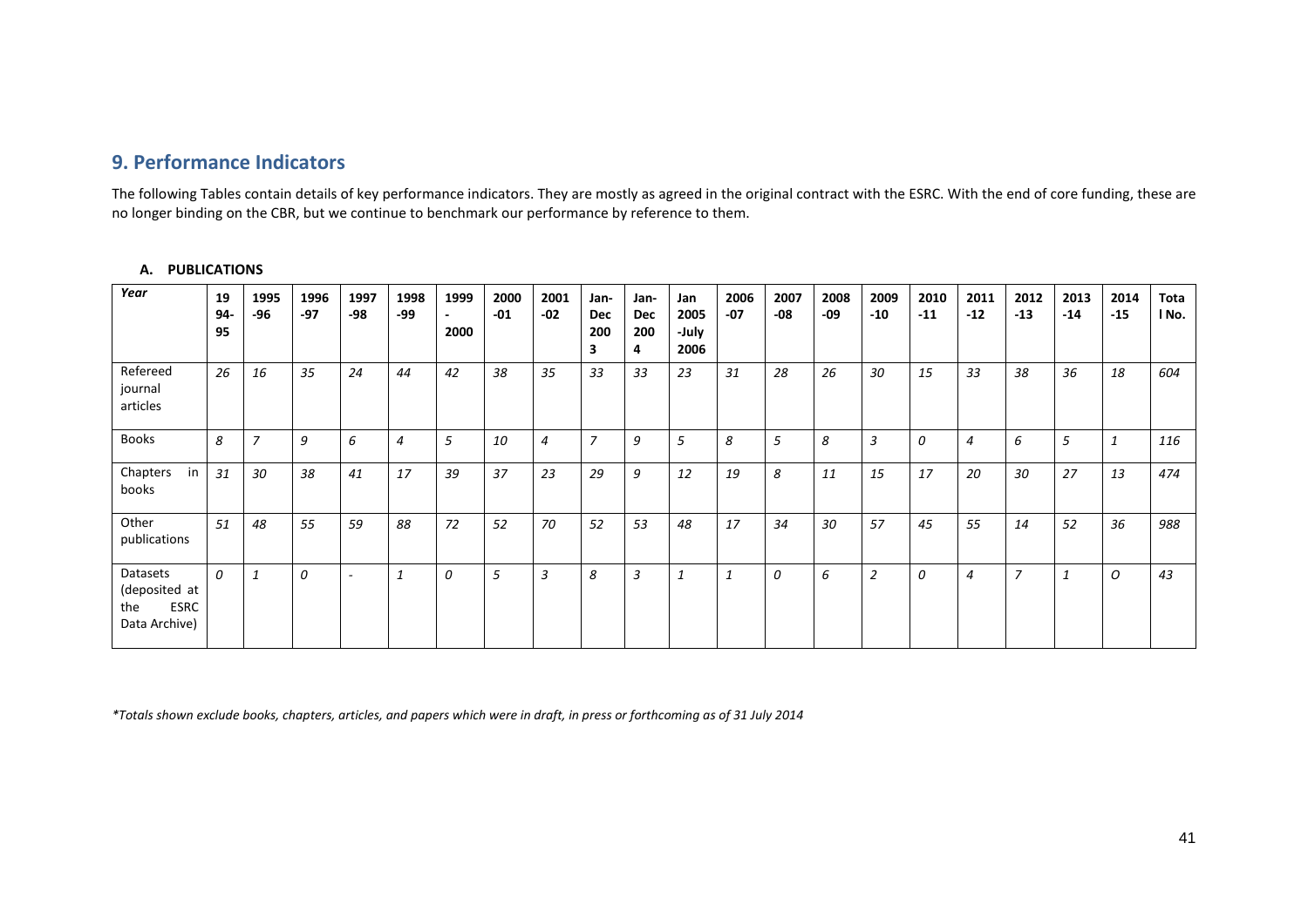## 9. Performance Indicators

The following Tables contain details of key performance indicators. They are mostly as agreed in the original contract with the ESRC. With the end of core funding, these are no longer binding on the CBR, but we continue to benchmark our performance by reference to them.

### A. PUBLICATIONS

| *Year* | 1994-95 | 1995-96 | 1996-97 | 1997-98 | 1998-99 | 1999-2000 | 2000-01 | 2001-02 | Jan-Dec 2003 | Jan-Dec 2004 | Jan 2005-July 2006 | 2006-07 | 2007-08 | 2008-09 | 2009-10 | 2010-11 | 2011-12 | 2012-13 | 2013-14 | 2014-15 | Total No. |
|---|---|---|---|---|---|---|---|---|---|---|---|---|---|---|---|---|---|---|---|---|---|
| Refereed journal articles | *26* | *16* | *35* | *24* | *44* | *42* | *38* | *35* | *33* | *33* | *23* | *31* | *28* | *26* | *30* | *15* | *33* | *38* | *36* | *18* | *604* |
| Books | *8* | *7* | *9* | *6* | *4* | *5* | *10* | *4* | *7* | *9* | *5* | *8* | *5* | *8* | *3* | *0* | *4* | *6* | *5* | *1* | *116* |
| Chapters in books | *31* | *30* | *38* | *41* | *17* | *39* | *37* | *23* | *29* | *9* | *12* | *19* | *8* | *11* | *15* | *17* | *20* | *30* | *27* | *13* | *474* |
| Other publications | *51* | *48* | *55* | *59* | *88* | *72* | *52* | *70* | *52* | *53* | *48* | *17* | *34* | *30* | *57* | *45* | *55* | *14* | *52* | *36* | *988* |
| Datasets (deposited at the ESRC Data Archive) | *0* | *1* | *0* | *-* | *1* | *0* | *5* | *3* | *8* | *3* | *1* | *1* | *0* | *6* | *2* | *0* | *4* | *7* | *1* | *O* | *43* |

*\*Totals shown exclude books, chapters, articles, and papers which were in draft, in press or forthcoming as of 31 July 2014*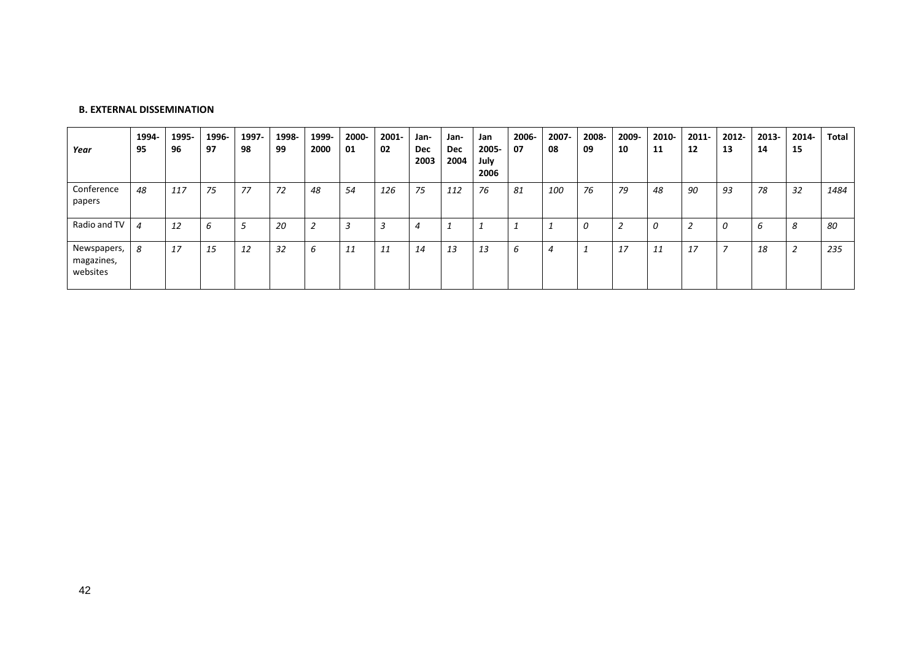**B. EXTERNAL DISSEMINATION**

| *Year* | 1994-95 | 1995-96 | 1996-97 | 1997-98 | 1998-99 | 1999-2000 | 2000-01 | 2001-02 | Jan-Dec 2003 | Jan-Dec 2004 | Jan 2005-July 2006 | 2006-07 | 2007-08 | 2008-09 | 2009-10 | 2010-11 | 2011-12 | 2012-13 | 2013-14 | 2014-15 | Total |
|---|---|---|---|---|---|---|---|---|---|---|---|---|---|---|---|---|---|---|---|---|---|
| Conference papers | *48* | *117* | *75* | *77* | *72* | *48* | *54* | *126* | *75* | *112* | *76* | *81* | *100* | *76* | *79* | *48* | *90* | *93* | *78* | *32* | *1484* |
| Radio and TV | *4* | *12* | *6* | *5* | *20* | *2* | *3* | *3* | *4* | *1* | *1* | *1* | *1* | *0* | *2* | *0* | *2* | *0* | *6* | *8* | *80* |
| Newspapers, magazines, websites | *8* | *17* | *15* | *12* | *32* | *6* | *11* | *11* | *14* | *13* | *13* | *6* | *4* | *1* | *17* | *11* | *17* | *7* | *18* | *2* | *235* |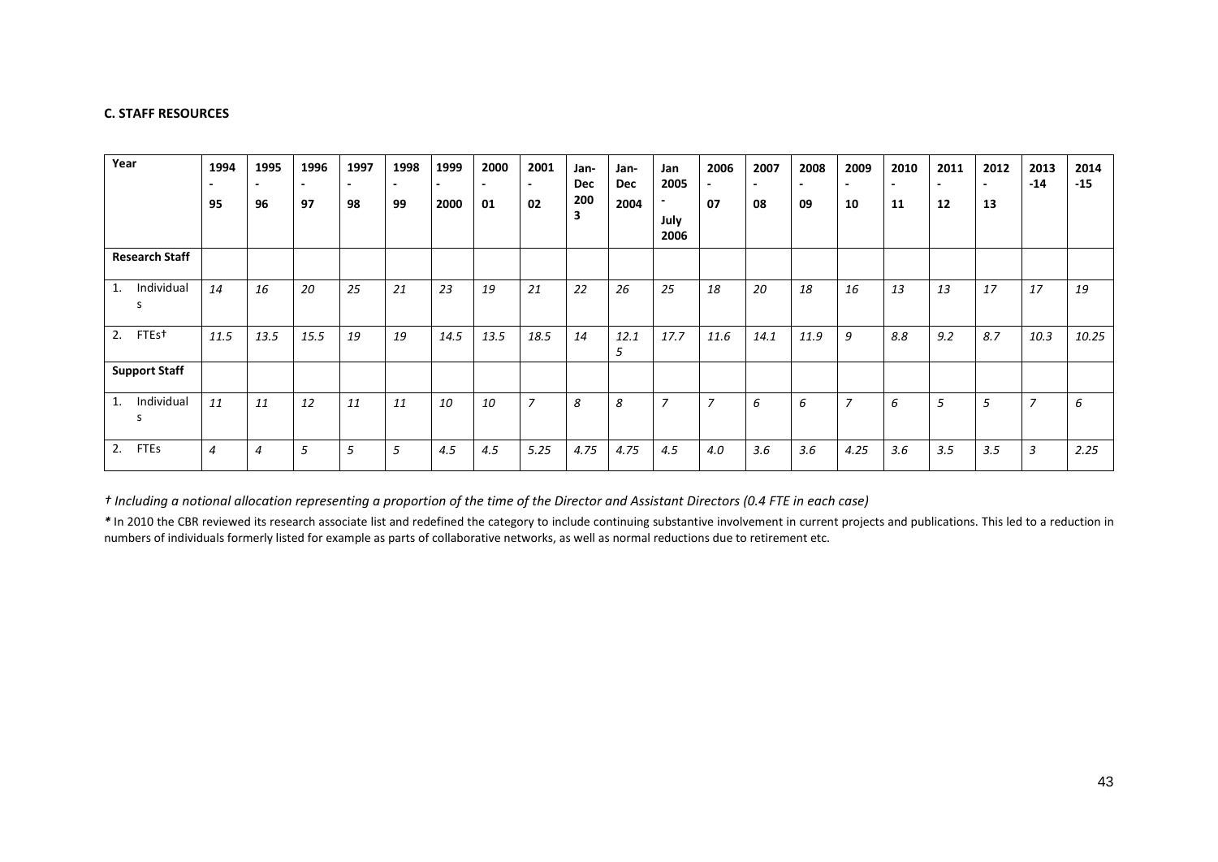**C. STAFF RESOURCES**

| Year | 1994 - 95 | 1995 - 96 | 1996 - 97 | 1997 - 98 | 1998 - 99 | 1999 - 2000 | 2000 - 01 | 2001 - 02 | Jan-Dec 2003 | Jan-Dec 2004 | Jan 2005 - July 2006 | 2006 - 07 | 2007 - 08 | 2008 - 09 | 2009 - 10 | 2010 - 11 | 2011 - 12 | 2012 - 13 | 2013 -14 | 2014 -15 |
|---|---|---|---|---|---|---|---|---|---|---|---|---|---|---|---|---|---|---|---|---|
| **Research Staff** | | | | | | | | | | | | | | | | | | | | |
| 1. Individuals | *14* | *16* | *20* | *25* | *21* | *23* | *19* | *21* | *22* | *26* | *25* | *18* | *20* | *18* | *16* | *13* | *13* | *17* | *17* | *19* |
| 2. FTEs† | *11.5* | *13.5* | *15.5* | *19* | *19* | *14.5* | *13.5* | *18.5* | *14* | *12.15* | *17.7* | *11.6* | *14.1* | *11.9* | *9* | *8.8* | *9.2* | *8.7* | *10.3* | *10.25* |
| **Support Staff** | | | | | | | | | | | | | | | | | | | | |
| 1. Individuals | *11* | *11* | *12* | *11* | *11* | *10* | *10* | *7* | *8* | *8* | *7* | *7* | *6* | *6* | *7* | *6* | *5* | *5* | *7* | *6* |
| 2. FTEs | *4* | *4* | *5* | *5* | *5* | *4.5* | *4.5* | *5.25* | *4.75* | *4.75* | *4.5* | *4.0* | *3.6* | *3.6* | *4.25* | *3.6* | *3.5* | *3.5* | *3* | *2.25* |

*† Including a notional allocation representing a proportion of the time of the Director and Assistant Directors (0.4 FTE in each case)*

*** In 2010 the CBR reviewed its research associate list and redefined the category to include continuing substantive involvement in current projects and publications. This led to a reduction in numbers of individuals formerly listed for example as parts of collaborative networks, as well as normal reductions due to retirement etc.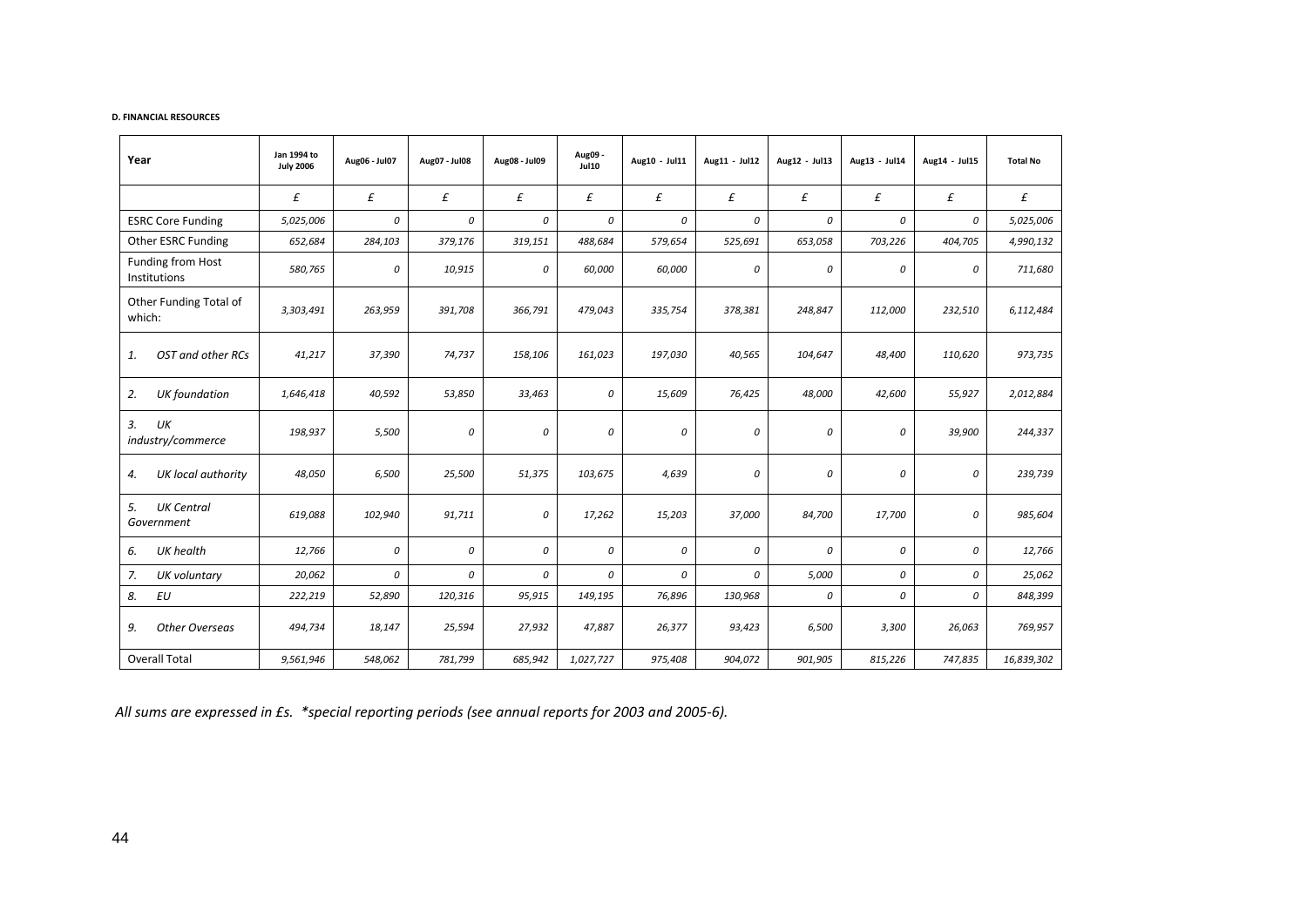**D. FINANCIAL RESOURCES**

| Year | Jan 1994 to July 2006 | Aug06 - Jul07 | Aug07 - Jul08 | Aug08 - Jul09 | Aug09 - Jul10 | Aug10 - Jul11 | Aug11 - Jul12 | Aug12 - Jul13 | Aug13 - Jul14 | Aug14 - Jul15 | Total No |
|---|---|---|---|---|---|---|---|---|---|---|---|
| | *£* | *£* | *£* | *£* | *£* | *£* | *£* | *£* | *£* | *£* | *£* |
| ESRC Core Funding | *5,025,006* | *0* | *0* | *0* | *0* | *0* | *0* | *0* | *0* | *0* | *5,025,006* |
| Other ESRC Funding | *652,684* | *284,103* | *379,176* | *319,151* | *488,684* | *579,654* | *525,691* | *653,058* | *703,226* | *404,705* | *4,990,132* |
| Funding from Host Institutions | *580,765* | *0* | *10,915* | *0* | *60,000* | *60,000* | *0* | *0* | *0* | *0* | *711,680* |
| Other Funding Total of which: | *3,303,491* | *263,959* | *391,708* | *366,791* | *479,043* | *335,754* | *378,381* | *248,847* | *112,000* | *232,510* | *6,112,484* |
| 1. *OST and other RCs* | *41,217* | *37,390* | *74,737* | *158,106* | *161,023* | *197,030* | *40,565* | *104,647* | *48,400* | *110,620* | *973,735* |
| 2. *UK foundation* | *1,646,418* | *40,592* | *53,850* | *33,463* | *0* | *15,609* | *76,425* | *48,000* | *42,600* | *55,927* | *2,012,884* |
| 3. *UK industry/commerce* | *198,937* | *5,500* | *0* | *0* | *0* | *0* | *0* | *0* | *0* | *39,900* | *244,337* |
| 4. *UK local authority* | *48,050* | *6,500* | *25,500* | *51,375* | *103,675* | *4,639* | *0* | *0* | *0* | *0* | *239,739* |
| 5. *UK Central Government* | *619,088* | *102,940* | *91,711* | *0* | *17,262* | *15,203* | *37,000* | *84,700* | *17,700* | *0* | *985,604* |
| 6. *UK health* | *12,766* | *0* | *0* | *0* | *0* | *0* | *0* | *0* | *0* | *0* | *12,766* |
| 7. *UK voluntary* | *20,062* | *0* | *0* | *0* | *0* | *0* | *0* | *5,000* | *0* | *0* | *25,062* |
| 8. *EU* | *222,219* | *52,890* | *120,316* | *95,915* | *149,195* | *76,896* | *130,968* | *0* | *0* | *0* | *848,399* |
| 9. *Other Overseas* | *494,734* | *18,147* | *25,594* | *27,932* | *47,887* | *26,377* | *93,423* | *6,500* | *3,300* | *26,063* | *769,957* |
| Overall Total | *9,561,946* | *548,062* | *781,799* | *685,942* | *1,027,727* | *975,408* | *904,072* | *901,905* | *815,226* | *747,835* | *16,839,302* |

*All sums are expressed in £s. *special reporting periods (see annual reports for 2003 and 2005-6).*